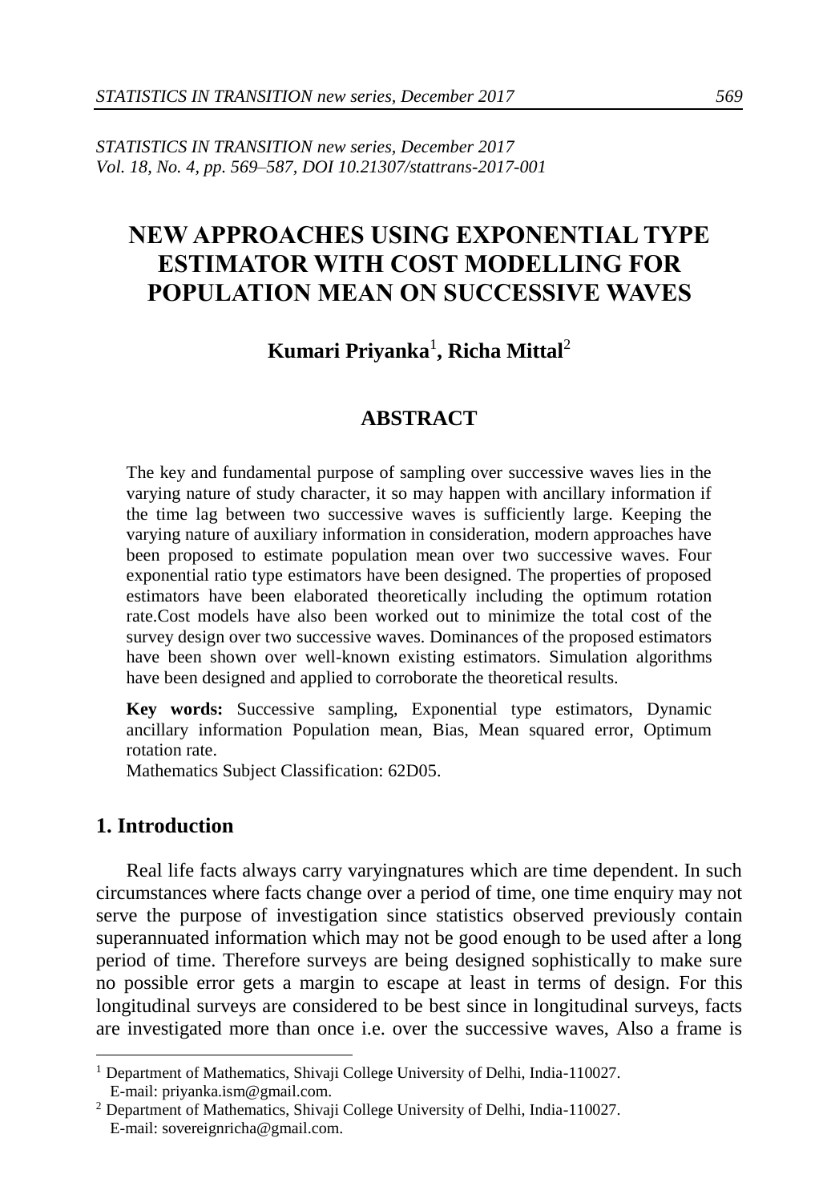*STATISTICS IN TRANSITION new series, December 2017*
*Vol. 18, No. 4, pp. 569–587, DOI 10.21307/stattrans-2017-001*

# NEW APPROACHES USING EXPONENTIAL TYPE ESTIMATOR WITH COST MODELLING FOR POPULATION MEAN ON SUCCESSIVE WAVES

**Kumari Priyanka**[1]**, Richa Mittal**[2]

## ABSTRACT

The key and fundamental purpose of sampling over successive waves lies in the varying nature of study character, it so may happen with ancillary information if the time lag between two successive waves is sufficiently large. Keeping the varying nature of auxiliary information in consideration, modern approaches have been proposed to estimate population mean over two successive waves. Four exponential ratio type estimators have been designed. The properties of proposed estimators have been elaborated theoretically including the optimum rotation rate.Cost models have also been worked out to minimize the total cost of the survey design over two successive waves. Dominances of the proposed estimators have been shown over well-known existing estimators. Simulation algorithms have been designed and applied to corroborate the theoretical results.

**Key words:** Successive sampling, Exponential type estimators, Dynamic ancillary information Population mean, Bias, Mean squared error, Optimum rotation rate.

Mathematics Subject Classification: 62D05.

## 1. Introduction

Real life facts always carry varyingnatures which are time dependent. In such circumstances where facts change over a period of time, one time enquiry may not serve the purpose of investigation since statistics observed previously contain superannuated information which may not be good enough to be used after a long period of time. Therefore surveys are being designed sophistically to make sure no possible error gets a margin to escape at least in terms of design. For this longitudinal surveys are considered to be best since in longitudinal surveys, facts are investigated more than once i.e. over the successive waves, Also a frame is

---

[1] Department of Mathematics, Shivaji College University of Delhi, India-110027. E-mail: priyanka.ism@gmail.com.

[2] Department of Mathematics, Shivaji College University of Delhi, India-110027. E-mail: sovereignricha@gmail.com.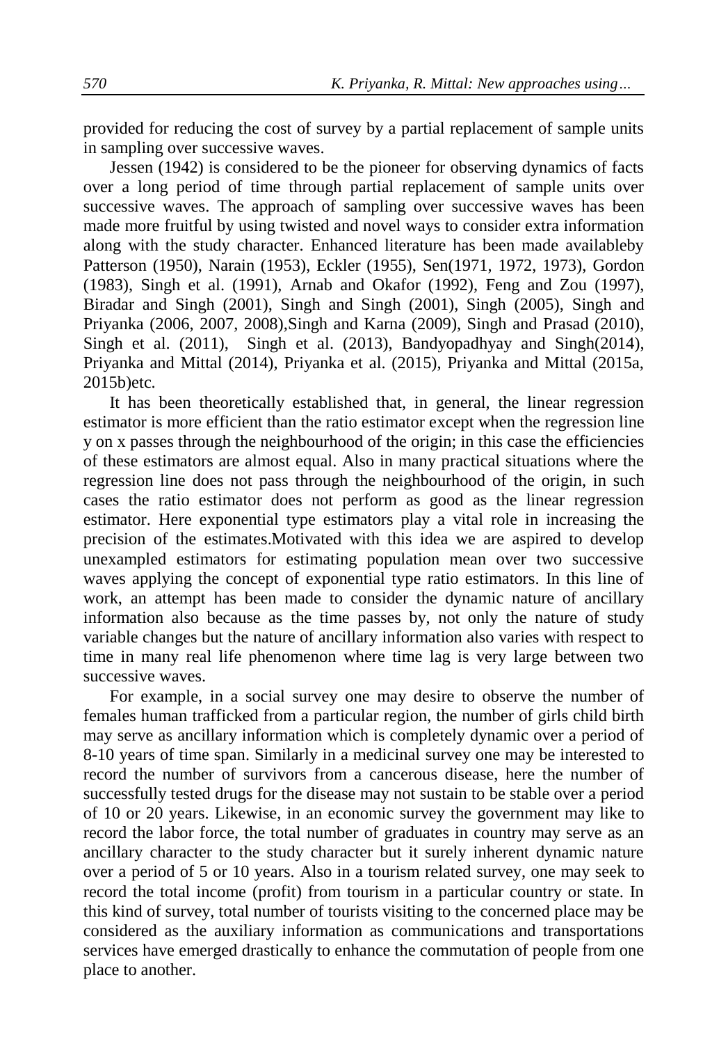provided for reducing the cost of survey by a partial replacement of sample units in sampling over successive waves.

Jessen (1942) is considered to be the pioneer for observing dynamics of facts over a long period of time through partial replacement of sample units over successive waves. The approach of sampling over successive waves has been made more fruitful by using twisted and novel ways to consider extra information along with the study character. Enhanced literature has been made availableby Patterson (1950), Narain (1953), Eckler (1955), Sen(1971, 1972, 1973), Gordon (1983), Singh et al. (1991), Arnab and Okafor (1992), Feng and Zou (1997), Biradar and Singh (2001), Singh and Singh (2001), Singh (2005), Singh and Priyanka (2006, 2007, 2008),Singh and Karna (2009), Singh and Prasad (2010), Singh et al. (2011), Singh et al. (2013), Bandyopadhyay and Singh(2014), Priyanka and Mittal (2014), Priyanka et al. (2015), Priyanka and Mittal (2015a, 2015b)etc.

It has been theoretically established that, in general, the linear regression estimator is more efficient than the ratio estimator except when the regression line y on x passes through the neighbourhood of the origin; in this case the efficiencies of these estimators are almost equal. Also in many practical situations where the regression line does not pass through the neighbourhood of the origin, in such cases the ratio estimator does not perform as good as the linear regression estimator. Here exponential type estimators play a vital role in increasing the precision of the estimates.Motivated with this idea we are aspired to develop unexampled estimators for estimating population mean over two successive waves applying the concept of exponential type ratio estimators. In this line of work, an attempt has been made to consider the dynamic nature of ancillary information also because as the time passes by, not only the nature of study variable changes but the nature of ancillary information also varies with respect to time in many real life phenomenon where time lag is very large between two successive waves.

For example, in a social survey one may desire to observe the number of females human trafficked from a particular region, the number of girls child birth may serve as ancillary information which is completely dynamic over a period of 8-10 years of time span. Similarly in a medicinal survey one may be interested to record the number of survivors from a cancerous disease, here the number of successfully tested drugs for the disease may not sustain to be stable over a period of 10 or 20 years. Likewise, in an economic survey the government may like to record the labor force, the total number of graduates in country may serve as an ancillary character to the study character but it surely inherent dynamic nature over a period of 5 or 10 years. Also in a tourism related survey, one may seek to record the total income (profit) from tourism in a particular country or state. In this kind of survey, total number of tourists visiting to the concerned place may be considered as the auxiliary information as communications and transportations services have emerged drastically to enhance the commutation of people from one place to another.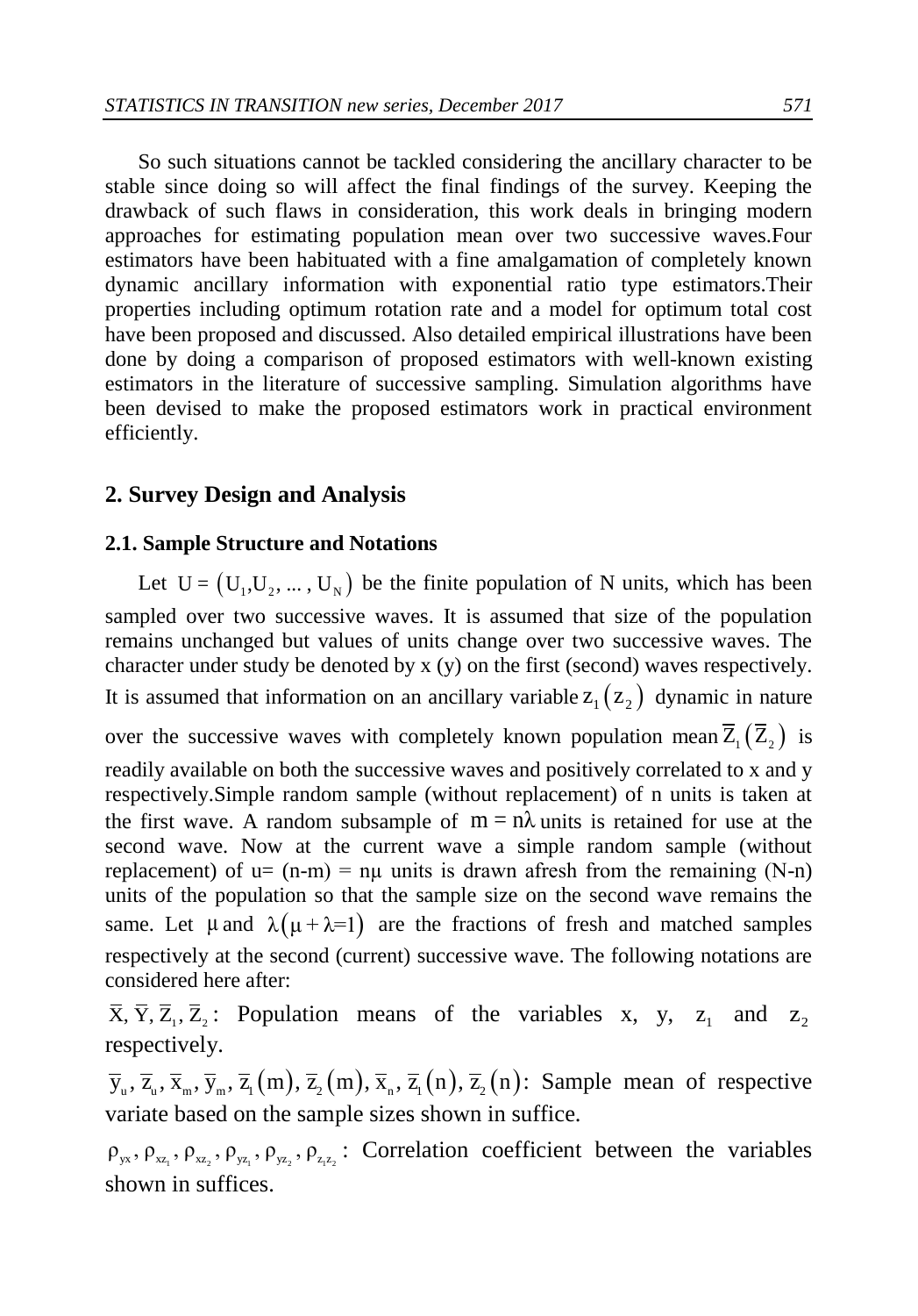So such situations cannot be tackled considering the ancillary character to be stable since doing so will affect the final findings of the survey. Keeping the drawback of such flaws in consideration, this work deals in bringing modern approaches for estimating population mean over two successive waves.Four estimators have been habituated with a fine amalgamation of completely known dynamic ancillary information with exponential ratio type estimators.Their properties including optimum rotation rate and a model for optimum total cost have been proposed and discussed. Also detailed empirical illustrations have been done by doing a comparison of proposed estimators with well-known existing estimators in the literature of successive sampling. Simulation algorithms have been devised to make the proposed estimators work in practical environment efficiently.

## 2. Survey Design and Analysis

### 2.1. Sample Structure and Notations

Let $U = (U_1, U_2, ..., U_N)$ be the finite population of N units, which has been sampled over two successive waves. It is assumed that size of the population remains unchanged but values of units change over two successive waves. The character under study be denoted by x (y) on the first (second) waves respectively. It is assumed that information on an ancillary variable $z_1 (z_2)$ dynamic in nature over the successive waves with completely known population mean $\overline{Z}_1 (\overline{Z}_2)$ is readily available on both the successive waves and positively correlated to x and y respectively.Simple random sample (without replacement) of n units is taken at the first wave. A random subsample of $m = n\lambda$ units is retained for use at the second wave. Now at the current wave a simple random sample (without replacement) of u= (n-m) = nμ units is drawn afresh from the remaining (N-n) units of the population so that the sample size on the second wave remains the same. Let $\mu$ and $\lambda(\mu + \lambda = 1)$ are the fractions of fresh and matched samples respectively at the second (current) successive wave. The following notations are considered here after:

$\overline{X}, \overline{Y}, \overline{Z}_1, \overline{Z}_2$: Population means of the variables x, y, $z_1$ and $z_2$ respectively.

$\overline{y}_u, \overline{z}_u, \overline{x}_m, \overline{y}_m, \overline{z}_1(m), \overline{z}_2(m), \overline{x}_n, \overline{z}_1(n), \overline{z}_2(n)$: Sample mean of respective variate based on the sample sizes shown in suffice.

$\rho_{yx}, \rho_{xz_1}, \rho_{xz_2}, \rho_{yz_1}, \rho_{yz_2}, \rho_{z_1z_2}$: Correlation coefficient between the variables shown in suffices.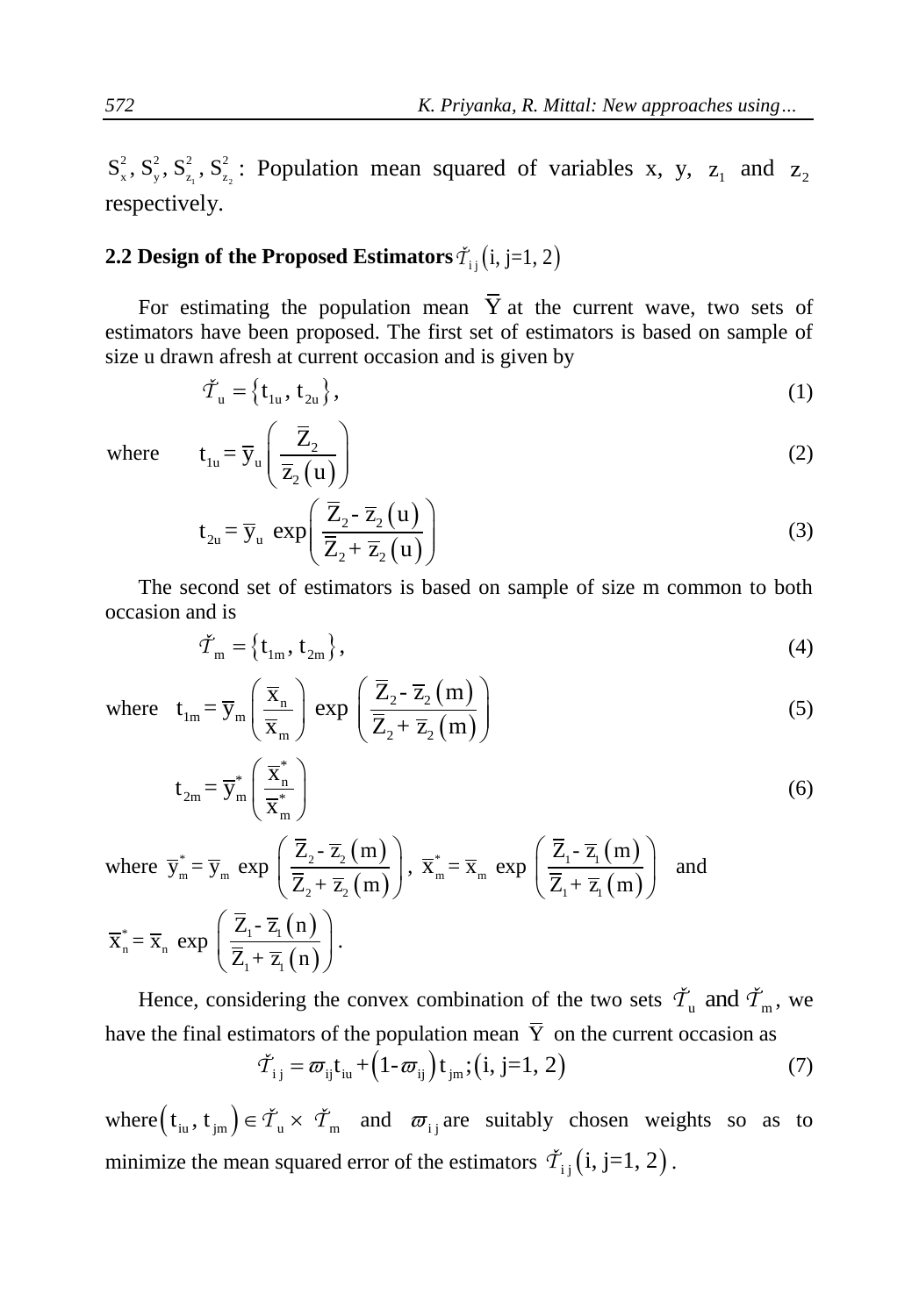$S_x^2, S_y^2, S_{z_1}^2, S_{z_2}^2$ : Population mean squared of variables x, y, $z_1$ and $z_2$ respectively.

## 2.2 Design of the Proposed Estimators $\check{\mathcal{T}}_{ij}$ (i, j=1, 2)

For estimating the population mean $\overline{Y}$ at the current wave, two sets of estimators have been proposed. The first set of estimators is based on sample of size u drawn afresh at current occasion and is given by

$$\check{\mathcal{T}}_u = \{t_{1u}, t_{2u}\}, \tag{1}$$

where
$$t_{1u} = \overline{y}_u \left( \frac{\overline{Z}_2}{\overline{z}_2(u)} \right) \tag{2}$$

$$t_{2u} = \overline{y}_u \exp\left( \frac{\overline{Z}_2 - \overline{z}_2(u)}{\overline{Z}_2 + \overline{z}_2(u)} \right) \tag{3}$$

The second set of estimators is based on sample of size m common to both occasion and is

$$\check{\mathcal{T}}_m = \{t_{1m}, t_{2m}\}, \tag{4}$$

where
$$t_{1m} = \overline{y}_m \left( \frac{\overline{x}_n}{\overline{x}_m} \right) \exp\left( \frac{\overline{Z}_2 - \overline{z}_2(m)}{\overline{Z}_2 + \overline{z}_2(m)} \right) \tag{5}$$

$$t_{2m} = \overline{y}_m^* \left( \frac{\overline{x}_n^*}{\overline{x}_m^*} \right) \tag{6}$$

where $\overline{y}_m^* = \overline{y}_m \exp\left( \frac{\overline{Z}_2 - \overline{z}_2(m)}{\overline{Z}_2 + \overline{z}_2(m)} \right)$, $\overline{x}_m^* = \overline{x}_m \exp\left( \frac{\overline{Z}_1 - \overline{z}_1(m)}{\overline{Z}_1 + \overline{z}_1(m)} \right)$ and $\overline{x}_n^* = \overline{x}_n \exp\left( \frac{\overline{Z}_1 - \overline{z}_1(n)}{\overline{Z}_1 + \overline{z}_1(n)} \right)$.

Hence, considering the convex combination of the two sets $\check{\mathcal{T}}_u$ and $\check{\mathcal{T}}_m$, we have the final estimators of the population mean $\overline{Y}$ on the current occasion as

$$\check{\mathcal{T}}_{ij} = \varpi_{ij} t_{iu} + (1-\varpi_{ij}) t_{jm}; (i, j=1, 2) \tag{7}$$

where $(t_{iu}, t_{jm}) \in \check{\mathcal{T}}_u \times \check{\mathcal{T}}_m$ and $\varpi_{ij}$ are suitably chosen weights so as to minimize the mean squared error of the estimators $\check{\mathcal{T}}_{ij}$ (i, j=1, 2).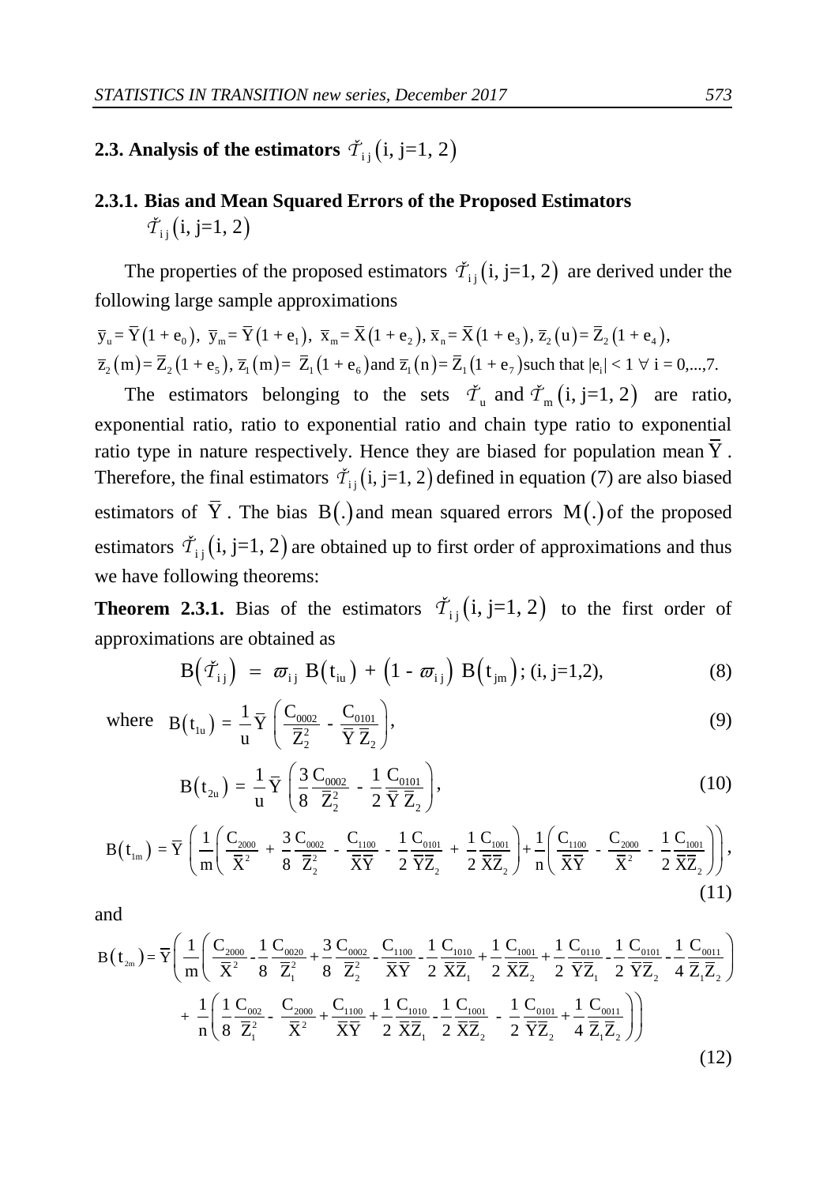### 2.3. Analysis of the estimators $\check{\mathcal{T}}_{ij}\left(\text{i, j=1, 2}\right)$

#### 2.3.1. Bias and Mean Squared Errors of the Proposed Estimators $\check{\mathcal{T}}_{ij}\left(\text{i, j=1, 2}\right)$

The properties of the proposed estimators $\check{\mathcal{T}}_{ij}\left(\text{i, j=1, 2}\right)$ are derived under the following large sample approximations

$\bar{y}_u = \bar{Y}\left(1 + e_0\right)$, $\bar{y}_m = \bar{Y}\left(1 + e_1\right)$, $\bar{x}_m = \bar{X}\left(1 + e_2\right)$, $\bar{x}_n = \bar{X}\left(1 + e_3\right)$, $\bar{z}_2\left(u\right) = \bar{Z}_2\left(1 + e_4\right)$, $\bar{z}_2\left(m\right) = \bar{Z}_2\left(1 + e_5\right)$, $\bar{z}_1\left(m\right) = \bar{Z}_1\left(1 + e_6\right)$ and $\bar{z}_1\left(n\right) = \bar{Z}_1\left(1 + e_7\right)$ such that $|e_i| < 1 \;\forall\; i = 0,...,7$.

The estimators belonging to the sets $\check{\mathcal{T}}_u$ and $\check{\mathcal{T}}_m\left(\text{i, j=1, 2}\right)$ are ratio, exponential ratio, ratio to exponential ratio and chain type ratio to exponential ratio type in nature respectively. Hence they are biased for population mean $\bar{Y}$. Therefore, the final estimators $\check{\mathcal{T}}_{ij}\left(\text{i, j=1, 2}\right)$ defined in equation (7) are also biased estimators of $\bar{Y}$. The bias $B\left(.\right)$ and mean squared errors $M\left(.\right)$ of the proposed estimators $\check{\mathcal{T}}_{ij}\left(\text{i, j=1, 2}\right)$ are obtained up to first order of approximations and thus we have following theorems:

**Theorem 2.3.1.** Bias of the estimators $\check{\mathcal{T}}_{ij}\left(\text{i, j=1, 2}\right)$ to the first order of approximations are obtained as

$$B\left(\check{\mathcal{T}}_{ij}\right) = \varpi_{ij}\, B\left(t_{iu}\right) + \left(1 - \varpi_{ij}\right) B\left(t_{jm}\right);\ (\text{i, j=1,2}), \tag{8}$$

where
$$B\left(t_{1u}\right) = \frac{1}{u}\bar{Y}\left(\frac{C_{0002}}{\bar{Z}_2^2} - \frac{C_{0101}}{\bar{Y}\,\bar{Z}_2}\right), \tag{9}$$

$$B\left(t_{2u}\right) = \frac{1}{u}\bar{Y}\left(\frac{3}{8}\frac{C_{0002}}{\bar{Z}_2^2} - \frac{1}{2}\frac{C_{0101}}{\bar{Y}\,\bar{Z}_2}\right), \tag{10}$$

$$B\left(t_{1m}\right) = \bar{Y}\left(\frac{1}{m}\left(\frac{C_{2000}}{\bar{X}^2} + \frac{3}{8}\frac{C_{0002}}{\bar{Z}_2^2} - \frac{C_{1100}}{\bar{X}\bar{Y}} - \frac{1}{2}\frac{C_{0101}}{\bar{Y}\bar{Z}_2} + \frac{1}{2}\frac{C_{1001}}{\bar{X}\bar{Z}_2}\right) + \frac{1}{n}\left(\frac{C_{1100}}{\bar{X}\bar{Y}} - \frac{C_{2000}}{\bar{X}^2} - \frac{1}{2}\frac{C_{1001}}{\bar{X}\bar{Z}_2}\right)\right), \tag{11}$$

and

$$\begin{aligned}B\left(t_{2m}\right) = \bar{Y}\Bigg(&\frac{1}{m}\left(\frac{C_{2000}}{\bar{X}^2} - \frac{1}{8}\frac{C_{0020}}{\bar{Z}_1^2} + \frac{3}{8}\frac{C_{0002}}{\bar{Z}_2^2} - \frac{C_{1100}}{\bar{X}\bar{Y}} - \frac{1}{2}\frac{C_{1010}}{\bar{X}\bar{Z}_1} + \frac{1}{2}\frac{C_{1001}}{\bar{X}\bar{Z}_2} + \frac{1}{2}\frac{C_{0110}}{\bar{Y}\bar{Z}_1} - \frac{1}{2}\frac{C_{0101}}{\bar{Y}\bar{Z}_2} - \frac{1}{4}\frac{C_{0011}}{\bar{Z}_1\bar{Z}_2}\right) \\ &+ \frac{1}{n}\left(\frac{1}{8}\frac{C_{002}}{\bar{Z}_1^2} - \frac{C_{2000}}{\bar{X}^2} + \frac{C_{1100}}{\bar{X}\bar{Y}} + \frac{1}{2}\frac{C_{1010}}{\bar{X}\bar{Z}_1} - \frac{1}{2}\frac{C_{1001}}{\bar{X}\bar{Z}_2} - \frac{1}{2}\frac{C_{0101}}{\bar{Y}\bar{Z}_2} + \frac{1}{4}\frac{C_{0011}}{\bar{Z}_1\bar{Z}_2}\right)\Bigg)\end{aligned} \tag{12}$$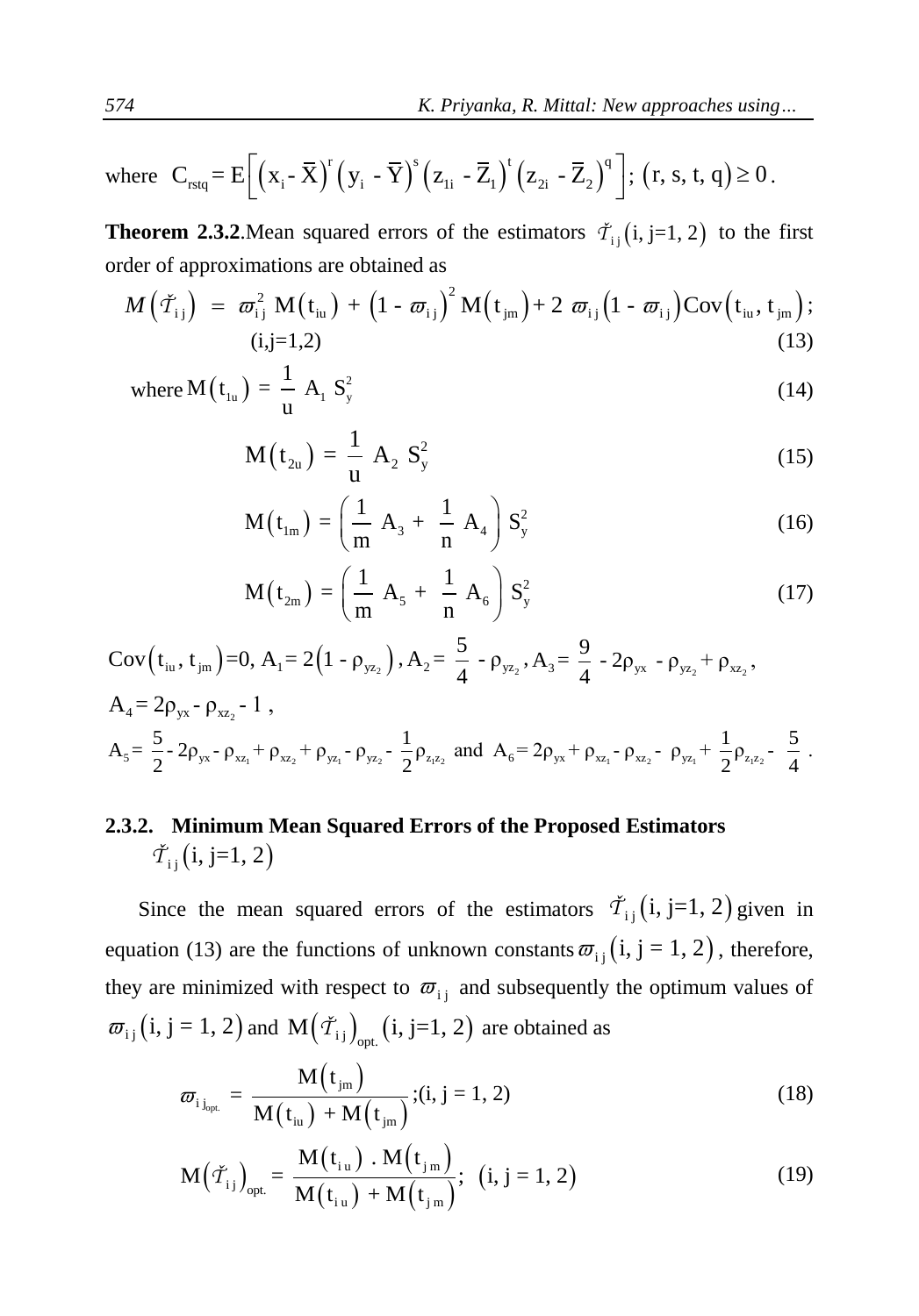where $C_{rstq} = E\left[\left(x_i - \bar{X}\right)^r \left(y_i - \bar{Y}\right)^s \left(z_{1i} - \bar{Z}_1\right)^t \left(z_{2i} - \bar{Z}_2\right)^q\right]$; $(r, s, t, q) \geq 0$.

**Theorem 2.3.2**.Mean squared errors of the estimators $\check{\mathcal{T}}_{ij}(i, j=1, 2)$ to the first order of approximations are obtained as

$$M\left(\check{\mathcal{T}}_{ij}\right) = \varpi_{ij}^2 \, M\left(t_{iu}\right) + \left(1 - \varpi_{ij}\right)^2 M\left(t_{jm}\right) + 2\,\varpi_{ij}\left(1 - \varpi_{ij}\right) \mathrm{Cov}\left(t_{iu}, t_{jm}\right); \quad (i,j=1,2) \tag{13}$$

where
$$M\left(t_{1u}\right) = \frac{1}{u} \, A_1 \, S_y^2 \tag{14}$$

$$M\left(t_{2u}\right) = \frac{1}{u} \, A_2 \, S_y^2 \tag{15}$$

$$M\left(t_{1m}\right) = \left(\frac{1}{m} \, A_3 + \frac{1}{n} \, A_4\right) S_y^2 \tag{16}$$

$$M\left(t_{2m}\right) = \left(\frac{1}{m} \, A_5 + \frac{1}{n} \, A_6\right) S_y^2 \tag{17}$$

$\mathrm{Cov}\left(t_{iu}, t_{jm}\right)=0$, $A_1 = 2\left(1 - \rho_{yz_2}\right)$, $A_2 = \frac{5}{4} - \rho_{yz_2}$, $A_3 = \frac{9}{4} - 2\rho_{yx} - \rho_{yz_2} + \rho_{xz_2}$,

$A_4 = 2\rho_{yx} - \rho_{xz_2} - 1$,

$A_5 = \frac{5}{2} - 2\rho_{yx} - \rho_{xz_1} + \rho_{xz_2} + \rho_{yz_1} - \rho_{yz_2} - \frac{1}{2}\rho_{z_1z_2}$ and $A_6 = 2\rho_{yx} + \rho_{xz_1} - \rho_{xz_2} - \rho_{yz_1} + \frac{1}{2}\rho_{z_1z_2} - \frac{5}{4}$.

### 2.3.2. Minimum Mean Squared Errors of the Proposed Estimators $\check{\mathcal{T}}_{ij}(i, j=1, 2)$

Since the mean squared errors of the estimators $\check{\mathcal{T}}_{ij}(i, j=1, 2)$ given in equation (13) are the functions of unknown constants $\varpi_{ij}(i, j = 1, 2)$, therefore, they are minimized with respect to $\varpi_{ij}$ and subsequently the optimum values of $\varpi_{ij}(i, j = 1, 2)$ and $M\left(\check{\mathcal{T}}_{ij}\right)_{opt.}(i, j=1, 2)$ are obtained as

$$\varpi_{ij_{opt.}} = \frac{M\left(t_{jm}\right)}{M\left(t_{iu}\right) + M\left(t_{jm}\right)}; (i, j = 1, 2) \tag{18}$$

$$M\left(\check{\mathcal{T}}_{ij}\right)_{opt.} = \frac{M\left(t_{iu}\right) . M\left(t_{jm}\right)}{M\left(t_{iu}\right) + M\left(t_{jm}\right)}; \quad (i, j = 1, 2) \tag{19}$$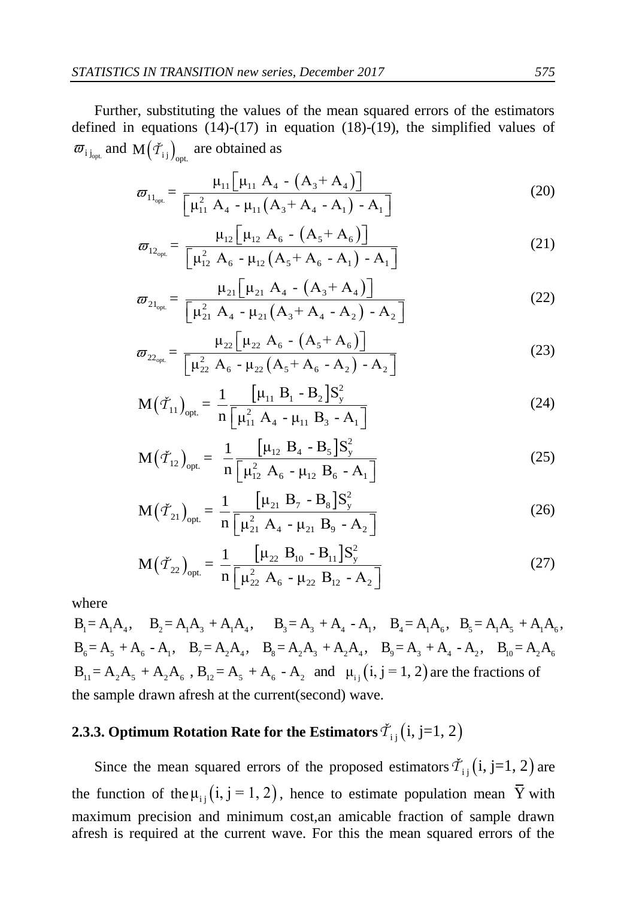Further, substituting the values of the mean squared errors of the estimators defined in equations (14)-(17) in equation (18)-(19), the simplified values of $\varpi_{ij_{opt.}}$ and $M\left(\check{\mathcal{T}}_{ij}\right)_{opt.}$ are obtained as

$$\varpi_{11_{opt.}} = \frac{\mu_{11}\left[\mu_{11}\ A_4\ -\ \left(A_3 + A_4\right)\right]}{\left[\mu_{11}^2\ A_4\ -\mu_{11}\left(A_3 + A_4\ -A_1\right)\ -A_1\right]} \tag{20}$$

$$\varpi_{12_{opt.}} = \frac{\mu_{12}\left[\mu_{12}\ A_6\ -\ \left(A_5 + A_6\right)\right]}{\left[\mu_{12}^2\ A_6\ -\mu_{12}\left(A_5 + A_6\ -A_1\right)\ -A_1\right]} \tag{21}$$

$$\varpi_{21_{opt.}} = \frac{\mu_{21}\left[\mu_{21}\ A_4\ -\ \left(A_3 + A_4\right)\right]}{\left[\mu_{21}^2\ A_4\ -\mu_{21}\left(A_3 + A_4\ -A_2\right)\ -A_2\right]} \tag{22}$$

$$\varpi_{22_{opt.}} = \frac{\mu_{22}\left[\mu_{22}\ A_6\ -\ \left(A_5 + A_6\right)\right]}{\left[\mu_{22}^2\ A_6\ -\mu_{22}\left(A_5 + A_6\ -A_2\right)\ -A_2\right]} \tag{23}$$

$$M\left(\check{\mathcal{T}}_{11}\right)_{opt.} = \frac{1}{n}\frac{\left[\mu_{11}\ B_1\ -B_2\right]S_y^2}{\left[\mu_{11}^2\ A_4\ -\mu_{11}\ B_3\ -A_1\right]} \tag{24}$$

$$M\left(\check{\mathcal{T}}_{12}\right)_{opt.} = \frac{1}{n}\frac{\left[\mu_{12}\ B_4\ -B_5\right]S_y^2}{\left[\mu_{12}^2\ A_6\ -\mu_{12}\ B_6\ -A_1\right]} \tag{25}$$

$$M\left(\check{\mathcal{T}}_{21}\right)_{opt.} = \frac{1}{n}\frac{\left[\mu_{21}\ B_7\ -B_8\right]S_y^2}{\left[\mu_{21}^2\ A_4\ -\mu_{21}\ B_9\ -A_2\right]} \tag{26}$$

$$M\left(\check{\mathcal{T}}_{22}\right)_{opt.} = \frac{1}{n}\frac{\left[\mu_{22}\ B_{10}\ -B_{11}\right]S_y^2}{\left[\mu_{22}^2\ A_6\ -\mu_{22}\ B_{12}\ -A_2\right]} \tag{27}$$

where

$B_1 = A_1A_4$, $B_2 = A_1A_3 + A_1A_4$, $B_3 = A_3 + A_4 - A_1$, $B_4 = A_1A_6$, $B_5 = A_1A_5 + A_1A_6$, $B_6 = A_5 + A_6 - A_1$, $B_7 = A_2A_4$, $B_8 = A_2A_3 + A_2A_4$, $B_9 = A_3 + A_4 - A_2$, $B_{10} = A_2A_6$, $B_{11} = A_2A_5 + A_2A_6$, $B_{12} = A_5 + A_6 - A_2$ and $\mu_{ij}\left(i, j = 1, 2\right)$ are the fractions of the sample drawn afresh at the current(second) wave.

### 2.3.3. Optimum Rotation Rate for the Estimators $\check{\mathcal{T}}_{ij}\left(i, j=1, 2\right)$

Since the mean squared errors of the proposed estimators $\check{\mathcal{T}}_{ij}\left(i, j=1, 2\right)$ are the function of the $\mu_{ij}\left(i, j = 1, 2\right)$, hence to estimate population mean $\overline{Y}$ with maximum precision and minimum cost,an amicable fraction of sample drawn afresh is required at the current wave. For this the mean squared errors of the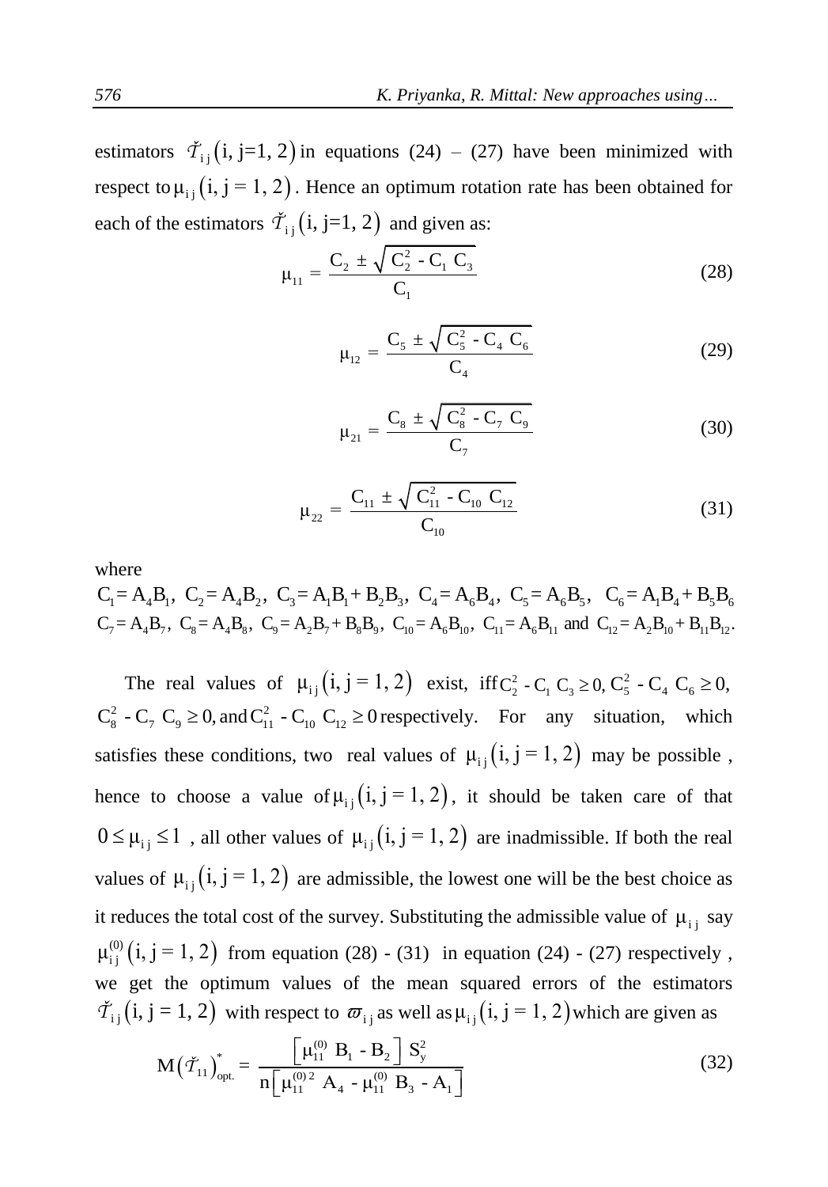estimators $\check{\mathcal{T}}_{ij}(i, j=1, 2)$ in equations (24) – (27) have been minimized with respect to $\mu_{ij}(i, j = 1, 2)$. Hence an optimum rotation rate has been obtained for each of the estimators $\check{\mathcal{T}}_{ij}(i, j=1, 2)$ and given as:

$$\mu_{11} = \frac{C_2 \pm \sqrt{C_2^2 - C_1 C_3}}{C_1} \tag{28}$$

$$\mu_{12} = \frac{C_5 \pm \sqrt{C_5^2 - C_4 C_6}}{C_4} \tag{29}$$

$$\mu_{21} = \frac{C_8 \pm \sqrt{C_8^2 - C_7 C_9}}{C_7} \tag{30}$$

$$\mu_{22} = \frac{C_{11} \pm \sqrt{C_{11}^2 - C_{10} C_{12}}}{C_{10}} \tag{31}$$

where

$C_1 = A_4 B_1$, $C_2 = A_4 B_2$, $C_3 = A_1 B_1 + B_2 B_3$, $C_4 = A_6 B_4$, $C_5 = A_6 B_5$, $C_6 = A_1 B_4 + B_5 B_6$
$C_7 = A_4 B_7$, $C_8 = A_4 B_8$, $C_9 = A_2 B_7 + B_8 B_9$, $C_{10} = A_6 B_{10}$, $C_{11} = A_6 B_{11}$ and $C_{12} = A_2 B_{10} + B_{11} B_{12}$.

The real values of $\mu_{ij}(i, j = 1, 2)$ exist, iff $C_2^2 - C_1 C_3 \geq 0$, $C_5^2 - C_4 C_6 \geq 0$, $C_8^2 - C_7 C_9 \geq 0$, and $C_{11}^2 - C_{10} C_{12} \geq 0$ respectively. For any situation, which satisfies these conditions, two real values of $\mu_{ij}(i, j = 1, 2)$ may be possible, hence to choose a value of $\mu_{ij}(i, j = 1, 2)$, it should be taken care of that $0 \leq \mu_{ij} \leq 1$, all other values of $\mu_{ij}(i, j = 1, 2)$ are inadmissible. If both the real values of $\mu_{ij}(i, j = 1, 2)$ are admissible, the lowest one will be the best choice as it reduces the total cost of the survey. Substituting the admissible value of $\mu_{ij}$ say $\mu_{ij}^{(0)}(i, j = 1, 2)$ from equation (28) - (31) in equation (24) - (27) respectively, we get the optimum values of the mean squared errors of the estimators $\check{\mathcal{T}}_{ij}(i, j = 1, 2)$ with respect to $\varpi_{ij}$ as well as $\mu_{ij}(i, j = 1, 2)$ which are given as

$$M(\check{\mathcal{T}}_{11})^{*}_{opt.} = \frac{\left[\mu_{11}^{(0)} B_1 - B_2\right] S_y^2}{n\left[\mu_{11}^{(0)2} A_4 - \mu_{11}^{(0)} B_3 - A_1\right]} \tag{32}$$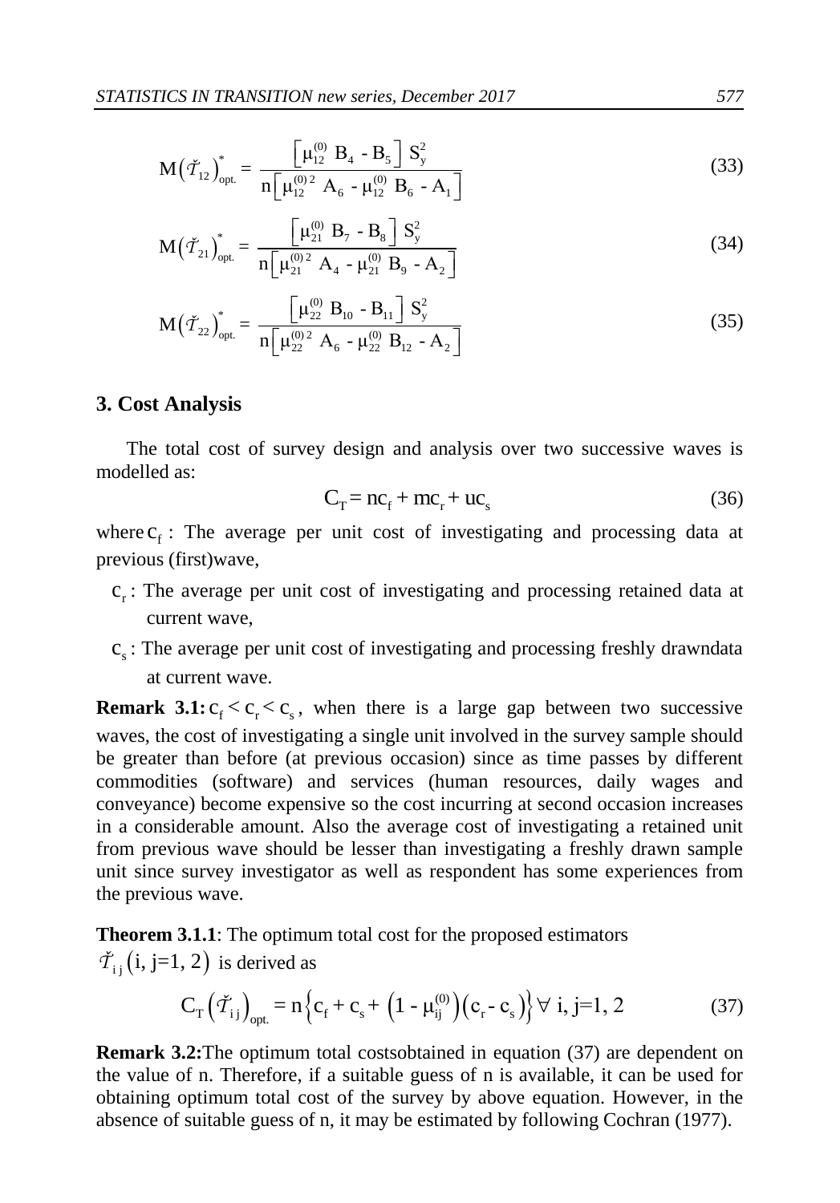$$M\left(\check{\mathcal{T}}_{12}\right)^{*}_{opt.} = \frac{\left[\mu^{(0)}_{12}\ B_4\ \text{-}\ B_5\right] S^2_y}{n\left[\mu^{(0)\,2}_{12}\ A_6\ \text{-}\ \mu^{(0)}_{12}\ B_6\ \text{-}\ A_1\right]} \tag{33}$$

$$M\left(\check{\mathcal{T}}_{21}\right)^{*}_{opt.} = \frac{\left[\mu^{(0)}_{21}\ B_7\ \text{-}\ B_8\right] S^2_y}{n\left[\mu^{(0)\,2}_{21}\ A_4\ \text{-}\ \mu^{(0)}_{21}\ B_9\ \text{-}\ A_2\right]} \tag{34}$$

$$M\left(\check{\mathcal{T}}_{22}\right)^{*}_{opt.} = \frac{\left[\mu^{(0)}_{22}\ B_{10}\ \text{-}\ B_{11}\right] S^2_y}{n\left[\mu^{(0)\,2}_{22}\ A_6\ \text{-}\ \mu^{(0)}_{22}\ B_{12}\ \text{-}\ A_2\right]} \tag{35}$$

## 3. Cost Analysis

The total cost of survey design and analysis over two successive waves is modelled as:

$$C_T = nc_f + mc_r + uc_s \tag{36}$$

where $c_f$ : The average per unit cost of investigating and processing data at previous (first)wave,

$c_r$ : The average per unit cost of investigating and processing retained data at current wave,

$c_s$ : The average per unit cost of investigating and processing freshly drawndata at current wave.

**Remark 3.1:** $c_f < c_r < c_s$, when there is a large gap between two successive waves, the cost of investigating a single unit involved in the survey sample should be greater than before (at previous occasion) since as time passes by different commodities (software) and services (human resources, daily wages and conveyance) become expensive so the cost incurring at second occasion increases in a considerable amount. Also the average cost of investigating a retained unit from previous wave should be lesser than investigating a freshly drawn sample unit since survey investigator as well as respondent has some experiences from the previous wave.

**Theorem 3.1.1**: The optimum total cost for the proposed estimators $\check{\mathcal{T}}_{ij}\left(i, j=1, 2\right)$ is derived as

$$C_T\left(\check{\mathcal{T}}_{ij}\right)_{opt.} = n\left\{c_f + c_s + \left(1 - \mu^{(0)}_{ij}\right)\left(c_r - c_s\right)\right\} \forall\ i, j=1, 2 \tag{37}$$

**Remark 3.2:**The optimum total costsobtained in equation (37) are dependent on the value of n. Therefore, if a suitable guess of n is available, it can be used for obtaining optimum total cost of the survey by above equation. However, in the absence of suitable guess of n, it may be estimated by following Cochran (1977).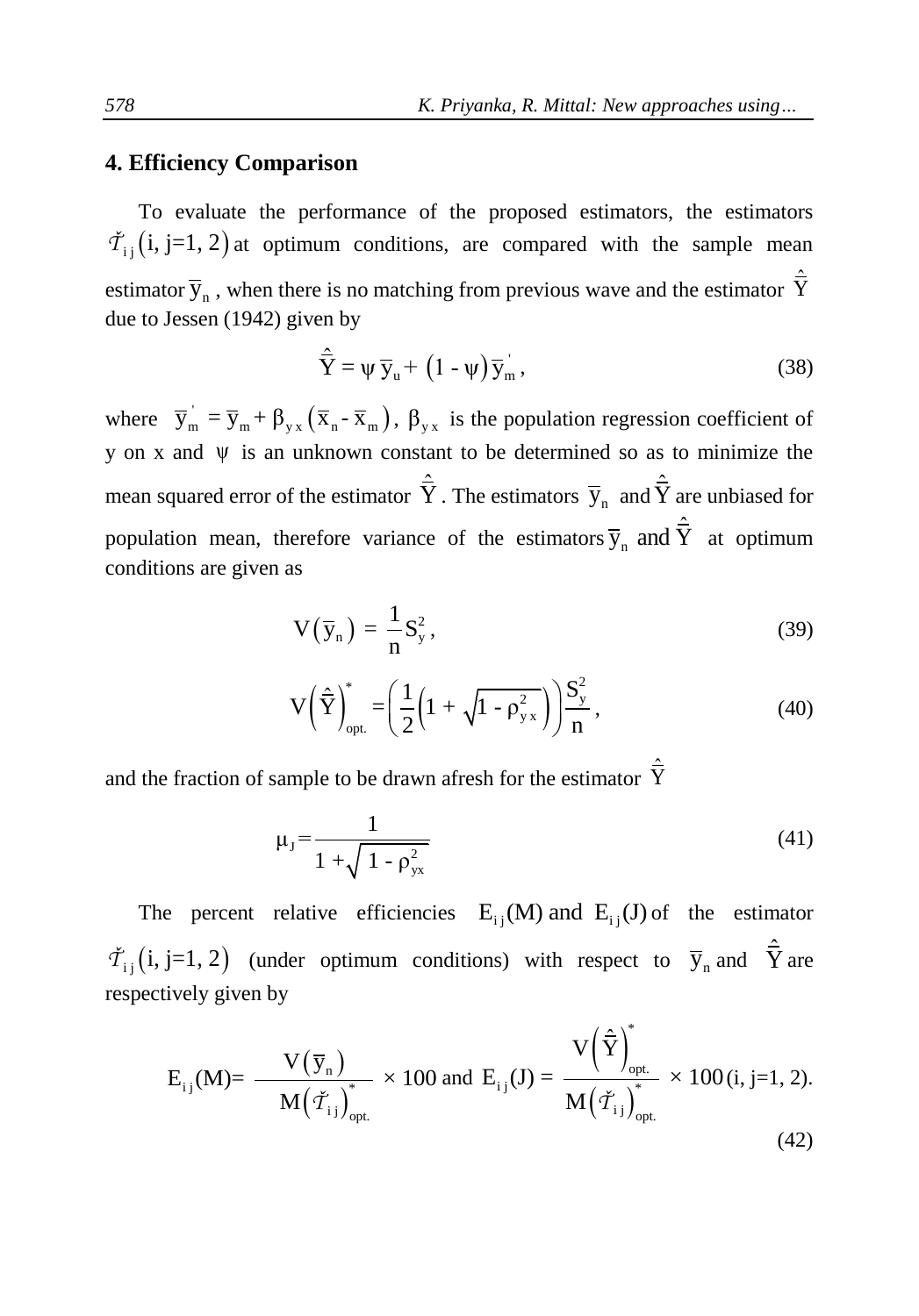## 4. Efficiency Comparison

To evaluate the performance of the proposed estimators, the estimators $\check{\mathcal{T}}_{ij}(i, j=1, 2)$ at optimum conditions, are compared with the sample mean estimator $\overline{y}_n$, when there is no matching from previous wave and the estimator $\hat{\hat{Y}}$ due to Jessen (1942) given by

$$\hat{\hat{Y}} = \psi\, \overline{y}_u + (1 - \psi)\, \overline{y}_m^{'}, \tag{38}$$

where $\overline{y}_m^{'} = \overline{y}_m + \beta_{yx}\left(\overline{x}_n - \overline{x}_m\right)$, $\beta_{yx}$ is the population regression coefficient of y on x and $\psi$ is an unknown constant to be determined so as to minimize the mean squared error of the estimator $\hat{\hat{Y}}$. The estimators $\overline{y}_n$ and $\hat{\hat{Y}}$ are unbiased for population mean, therefore variance of the estimators $\overline{y}_n$ and $\hat{\hat{Y}}$ at optimum conditions are given as

$$V\left(\overline{y}_n\right) = \frac{1}{n} S_y^2, \tag{39}$$

$$V\left(\hat{\hat{Y}}\right)_{opt.}^{*} = \left(\frac{1}{2}\left(1 + \sqrt{1 - \rho_{yx}^2}\right)\right)\frac{S_y^2}{n}, \tag{40}$$

and the fraction of sample to be drawn afresh for the estimator $\hat{\hat{Y}}$

$$\mu_J = \frac{1}{1 + \sqrt{1 - \rho_{yx}^2}} \tag{41}$$

The percent relative efficiencies $E_{ij}(M)$ and $E_{ij}(J)$ of the estimator $\check{\mathcal{T}}_{ij}(i, j=1, 2)$ (under optimum conditions) with respect to $\overline{y}_n$ and $\hat{\hat{Y}}$ are respectively given by

$$E_{ij}(M) = \frac{V\left(\overline{y}_n\right)}{M\left(\check{\mathcal{T}}_{ij}\right)_{opt.}^{*}} \times 100 \text{ and } E_{ij}(J) = \frac{V\left(\hat{\hat{Y}}\right)_{opt.}^{*}}{M\left(\check{\mathcal{T}}_{ij}\right)_{opt.}^{*}} \times 100 \; (i, j=1, 2). \tag{42}$$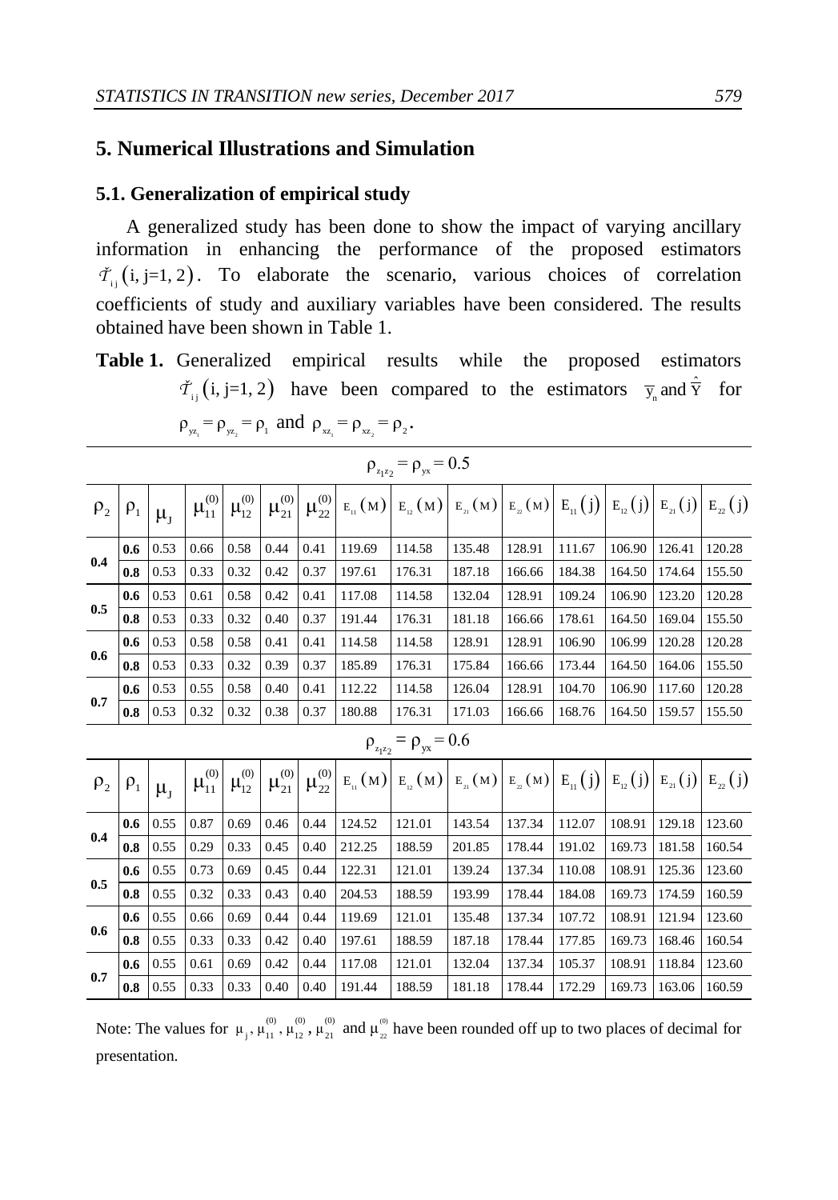## 5. Numerical Illustrations and Simulation

### 5.1. Generalization of empirical study

A generalized study has been done to show the impact of varying ancillary information in enhancing the performance of the proposed estimators $\check{T}_{ij}\,(i, j{=}1, 2)$. To elaborate the scenario, various choices of correlation coefficients of study and auxiliary variables have been considered. The results obtained have been shown in Table 1.

**Table 1.** Generalized empirical results while the proposed estimators $\check{T}_{ij}\,(i, j{=}1, 2)$ have been compared to the estimators $\overline{y}_n$ and $\hat{\bar{Y}}$ for $\rho_{yz_1} = \rho_{yz_2} = \rho_1$ and $\rho_{xz_1} = \rho_{xz_2} = \rho_2$.

$\rho_{z_1z_2} = \rho_{yx} = 0.5$

| $\rho_2$ | $\rho_1$ | $\mu_J$ | $\mu_{11}^{(0)}$ | $\mu_{12}^{(0)}$ | $\mu_{21}^{(0)}$ | $\mu_{22}^{(0)}$ | $E_{11}(M)$ | $E_{12}(M)$ | $E_{21}(M)$ | $E_{22}(M)$ | $E_{11}(j)$ | $E_{12}(j)$ | $E_{21}(j)$ | $E_{22}(j)$ |
|---|---|---|---|---|---|---|---|---|---|---|---|---|---|---|
| 0.4 | 0.6 | 0.53 | 0.66 | 0.58 | 0.44 | 0.41 | 119.69 | 114.58 | 135.48 | 128.91 | 111.67 | 106.90 | 126.41 | 120.28 |
| | 0.8 | 0.53 | 0.33 | 0.32 | 0.42 | 0.37 | 197.61 | 176.31 | 187.18 | 166.66 | 184.38 | 164.50 | 174.64 | 155.50 |
| 0.5 | 0.6 | 0.53 | 0.61 | 0.58 | 0.42 | 0.41 | 117.08 | 114.58 | 132.04 | 128.91 | 109.24 | 106.90 | 123.20 | 120.28 |
| | 0.8 | 0.53 | 0.33 | 0.32 | 0.40 | 0.37 | 191.44 | 176.31 | 181.18 | 166.66 | 178.61 | 164.50 | 169.04 | 155.50 |
| 0.6 | 0.6 | 0.53 | 0.58 | 0.58 | 0.41 | 0.41 | 114.58 | 114.58 | 128.91 | 128.91 | 106.90 | 106.99 | 120.28 | 120.28 |
| | 0.8 | 0.53 | 0.33 | 0.32 | 0.39 | 0.37 | 185.89 | 176.31 | 175.84 | 166.66 | 173.44 | 164.50 | 164.06 | 155.50 |
| 0.7 | 0.6 | 0.53 | 0.55 | 0.58 | 0.40 | 0.41 | 112.22 | 114.58 | 126.04 | 128.91 | 104.70 | 106.90 | 117.60 | 120.28 |
| | 0.8 | 0.53 | 0.32 | 0.32 | 0.38 | 0.37 | 180.88 | 176.31 | 171.03 | 166.66 | 168.76 | 164.50 | 159.57 | 155.50 |

$\rho_{z_1z_2} = \rho_{yx} = 0.6$

| $\rho_2$ | $\rho_1$ | $\mu_J$ | $\mu_{11}^{(0)}$ | $\mu_{12}^{(0)}$ | $\mu_{21}^{(0)}$ | $\mu_{22}^{(0)}$ | $E_{11}(M)$ | $E_{12}(M)$ | $E_{21}(M)$ | $E_{22}(M)$ | $E_{11}(j)$ | $E_{12}(j)$ | $E_{21}(j)$ | $E_{22}(j)$ |
|---|---|---|---|---|---|---|---|---|---|---|---|---|---|---|
| 0.4 | 0.6 | 0.55 | 0.87 | 0.69 | 0.46 | 0.44 | 124.52 | 121.01 | 143.54 | 137.34 | 112.07 | 108.91 | 129.18 | 123.60 |
| | 0.8 | 0.55 | 0.29 | 0.33 | 0.45 | 0.40 | 212.25 | 188.59 | 201.85 | 178.44 | 191.02 | 169.73 | 181.58 | 160.54 |
| 0.5 | 0.6 | 0.55 | 0.73 | 0.69 | 0.45 | 0.44 | 122.31 | 121.01 | 139.24 | 137.34 | 110.08 | 108.91 | 125.36 | 123.60 |
| | 0.8 | 0.55 | 0.32 | 0.33 | 0.43 | 0.40 | 204.53 | 188.59 | 193.99 | 178.44 | 184.08 | 169.73 | 174.59 | 160.59 |
| 0.6 | 0.6 | 0.55 | 0.66 | 0.69 | 0.44 | 0.44 | 119.69 | 121.01 | 135.48 | 137.34 | 107.72 | 108.91 | 121.94 | 123.60 |
| | 0.8 | 0.55 | 0.33 | 0.33 | 0.42 | 0.40 | 197.61 | 188.59 | 187.18 | 178.44 | 177.85 | 169.73 | 168.46 | 160.54 |
| 0.7 | 0.6 | 0.55 | 0.61 | 0.69 | 0.42 | 0.44 | 117.08 | 121.01 | 132.04 | 137.34 | 105.37 | 108.91 | 118.84 | 123.60 |
| | 0.8 | 0.55 | 0.33 | 0.33 | 0.40 | 0.40 | 191.44 | 188.59 | 181.18 | 178.44 | 172.29 | 169.73 | 163.06 | 160.59 |

Note: The values for $\mu_j$, $\mu_{11}^{(0)}$, $\mu_{12}^{(0)}$, $\mu_{21}^{(0)}$ and $\mu_{22}^{(0)}$ have been rounded off up to two places of decimal for presentation.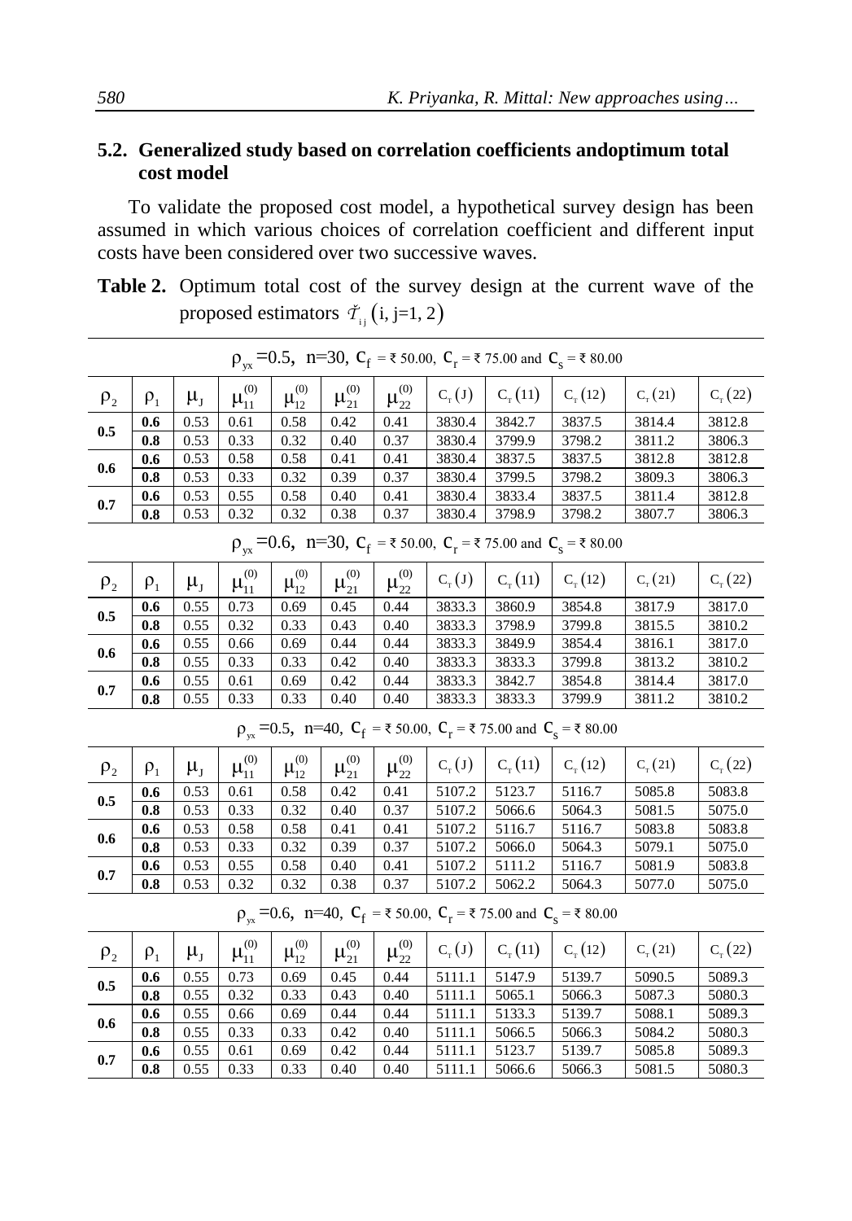## 5.2. Generalized study based on correlation coefficients andoptimum total cost model

To validate the proposed cost model, a hypothetical survey design has been assumed in which various choices of correlation coefficient and different input costs have been considered over two successive waves.

**Table 2.** Optimum total cost of the survey design at the current wave of the proposed estimators $\check{\mathcal{T}}_{ij}$ (i, j=1, 2)

$\rho_{yx}$ =0.5, n=30, $C_f$ = ₹ 50.00, $C_r$ = ₹ 75.00 and $C_s$ = ₹ 80.00

| $\rho_2$ | $\rho_1$ | $\mu_J$ | $\mu_{11}^{(0)}$ | $\mu_{12}^{(0)}$ | $\mu_{21}^{(0)}$ | $\mu_{22}^{(0)}$ | $C_T(J)$ | $C_T(11)$ | $C_T(12)$ | $C_T(21)$ | $C_T(22)$ |
|---|---|---|---|---|---|---|---|---|---|---|---|
| 0.5 | **0.6** | 0.53 | 0.61 | 0.58 | 0.42 | 0.41 | 3830.4 | 3842.7 | 3837.5 | 3814.4 | 3812.8 |
| | **0.8** | 0.53 | 0.33 | 0.32 | 0.40 | 0.37 | 3830.4 | 3799.9 | 3798.2 | 3811.2 | 3806.3 |
| 0.6 | **0.6** | 0.53 | 0.58 | 0.58 | 0.41 | 0.41 | 3830.4 | 3837.5 | 3837.5 | 3812.8 | 3812.8 |
| | **0.8** | 0.53 | 0.33 | 0.32 | 0.39 | 0.37 | 3830.4 | 3799.5 | 3798.2 | 3809.3 | 3806.3 |
| 0.7 | **0.6** | 0.53 | 0.55 | 0.58 | 0.40 | 0.41 | 3830.4 | 3833.4 | 3837.5 | 3811.4 | 3812.8 |
| | **0.8** | 0.53 | 0.32 | 0.32 | 0.38 | 0.37 | 3830.4 | 3798.9 | 3798.2 | 3807.7 | 3806.3 |

$\rho_{yx}$ =0.6, n=30, $C_f$ = ₹ 50.00, $C_r$ = ₹ 75.00 and $C_s$ = ₹ 80.00

| $\rho_2$ | $\rho_1$ | $\mu_J$ | $\mu_{11}^{(0)}$ | $\mu_{12}^{(0)}$ | $\mu_{21}^{(0)}$ | $\mu_{22}^{(0)}$ | $C_T(J)$ | $C_T(11)$ | $C_T(12)$ | $C_T(21)$ | $C_T(22)$ |
|---|---|---|---|---|---|---|---|---|---|---|---|
| 0.5 | **0.6** | 0.55 | 0.73 | 0.69 | 0.45 | 0.44 | 3833.3 | 3860.9 | 3854.8 | 3817.9 | 3817.0 |
| | **0.8** | 0.55 | 0.32 | 0.33 | 0.43 | 0.40 | 3833.3 | 3798.9 | 3799.8 | 3815.5 | 3810.2 |
| 0.6 | **0.6** | 0.55 | 0.66 | 0.69 | 0.44 | 0.44 | 3833.3 | 3849.9 | 3854.4 | 3816.1 | 3817.0 |
| | **0.8** | 0.55 | 0.33 | 0.33 | 0.42 | 0.40 | 3833.3 | 3833.3 | 3799.8 | 3813.2 | 3810.2 |
| 0.7 | **0.6** | 0.55 | 0.61 | 0.69 | 0.42 | 0.44 | 3833.3 | 3842.7 | 3854.8 | 3814.4 | 3817.0 |
| | **0.8** | 0.55 | 0.33 | 0.33 | 0.40 | 0.40 | 3833.3 | 3833.3 | 3799.9 | 3811.2 | 3810.2 |

$\rho_{yx}$ =0.5, n=40, $C_f$ = ₹ 50.00, $C_r$ = ₹ 75.00 and $C_s$ = ₹ 80.00

| $\rho_2$ | $\rho_1$ | $\mu_J$ | $\mu_{11}^{(0)}$ | $\mu_{12}^{(0)}$ | $\mu_{21}^{(0)}$ | $\mu_{22}^{(0)}$ | $C_T(J)$ | $C_T(11)$ | $C_T(12)$ | $C_T(21)$ | $C_T(22)$ |
|---|---|---|---|---|---|---|---|---|---|---|---|
| 0.5 | **0.6** | 0.53 | 0.61 | 0.58 | 0.42 | 0.41 | 5107.2 | 5123.7 | 5116.7 | 5085.8 | 5083.8 |
| | **0.8** | 0.53 | 0.33 | 0.32 | 0.40 | 0.37 | 5107.2 | 5066.6 | 5064.3 | 5081.5 | 5075.0 |
| 0.6 | **0.6** | 0.53 | 0.58 | 0.58 | 0.41 | 0.41 | 5107.2 | 5116.7 | 5116.7 | 5083.8 | 5083.8 |
| | **0.8** | 0.53 | 0.33 | 0.32 | 0.39 | 0.37 | 5107.2 | 5066.0 | 5064.3 | 5079.1 | 5075.0 |
| 0.7 | **0.6** | 0.53 | 0.55 | 0.58 | 0.40 | 0.41 | 5107.2 | 5111.2 | 5116.7 | 5081.9 | 5083.8 |
| | **0.8** | 0.53 | 0.32 | 0.32 | 0.38 | 0.37 | 5107.2 | 5062.2 | 5064.3 | 5077.0 | 5075.0 |

$\rho_{yx}$ =0.6, n=40, $C_f$ = ₹ 50.00, $C_r$ = ₹ 75.00 and $C_s$ = ₹ 80.00

| $\rho_2$ | $\rho_1$ | $\mu_J$ | $\mu_{11}^{(0)}$ | $\mu_{12}^{(0)}$ | $\mu_{21}^{(0)}$ | $\mu_{22}^{(0)}$ | $C_T(J)$ | $C_T(11)$ | $C_T(12)$ | $C_T(21)$ | $C_T(22)$ |
|---|---|---|---|---|---|---|---|---|---|---|---|
| 0.5 | **0.6** | 0.55 | 0.73 | 0.69 | 0.45 | 0.44 | 5111.1 | 5147.9 | 5139.7 | 5090.5 | 5089.3 |
| | **0.8** | 0.55 | 0.32 | 0.33 | 0.43 | 0.40 | 5111.1 | 5065.1 | 5066.3 | 5087.3 | 5080.3 |
| 0.6 | **0.6** | 0.55 | 0.66 | 0.69 | 0.44 | 0.44 | 5111.1 | 5133.3 | 5139.7 | 5088.1 | 5089.3 |
| | **0.8** | 0.55 | 0.33 | 0.33 | 0.42 | 0.40 | 5111.1 | 5066.5 | 5066.3 | 5084.2 | 5080.3 |
| 0.7 | **0.6** | 0.55 | 0.61 | 0.69 | 0.42 | 0.44 | 5111.1 | 5123.7 | 5139.7 | 5085.8 | 5089.3 |
| | **0.8** | 0.55 | 0.33 | 0.33 | 0.40 | 0.40 | 5111.1 | 5066.6 | 5066.3 | 5081.5 | 5080.3 |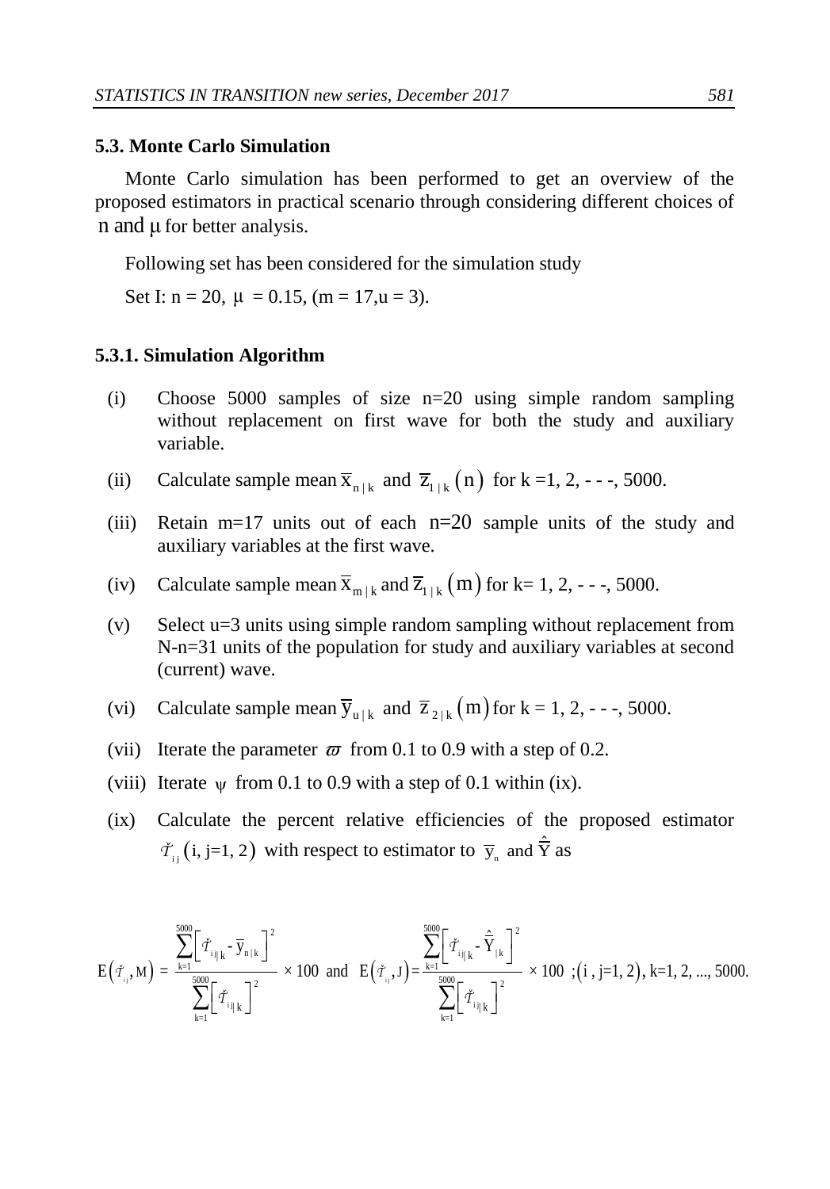### 5.3. Monte Carlo Simulation

Monte Carlo simulation has been performed to get an overview of the proposed estimators in practical scenario through considering different choices of n and $\mu$ for better analysis.

Following set has been considered for the simulation study

Set I: n = 20, $\mu$ = 0.15, (m = 17,u = 3).

#### 5.3.1. Simulation Algorithm

(i) Choose 5000 samples of size n=20 using simple random sampling without replacement on first wave for both the study and auxiliary variable.

(ii) Calculate sample mean $\overline{x}_{n\,|\,k}$ and $\overline{z}_{1\,|\,k}(n)$ for k =1, 2, - - -, 5000.

(iii) Retain m=17 units out of each n=20 sample units of the study and auxiliary variables at the first wave.

(iv) Calculate sample mean $\overline{x}_{m\,|\,k}$ and $\overline{z}_{1\,|\,k}(m)$ for k= 1, 2, - - -, 5000.

(v) Select u=3 units using simple random sampling without replacement from N-n=31 units of the population for study and auxiliary variables at second (current) wave.

(vi) Calculate sample mean $\overline{y}_{u\,|\,k}$ and $\overline{z}_{2\,|\,k}(m)$ for k = 1, 2, - - -, 5000.

(vii) Iterate the parameter $\varpi$ from 0.1 to 0.9 with a step of 0.2.

(viii) Iterate $\psi$ from 0.1 to 0.9 with a step of 0.1 within (ix).

(ix) Calculate the percent relative efficiencies of the proposed estimator $\check{\mathcal{T}}_{ij}\,(i, j\text{=}1, 2)$ with respect to estimator to $\overline{y}_n$ and $\hat{\overline{Y}}$ as

$$E\left(\check{\mathcal{T}}_{ij}, M\right) = \frac{\sum_{k=1}^{5000}\left[\check{\mathcal{T}}_{ij|k} - \overline{y}_{n\,|\,k}\right]^2}{\sum_{k=1}^{5000}\left[\check{\mathcal{T}}_{ij|k}\right]^2} \times 100 \text{ and } E\left(\check{\mathcal{T}}_{ij}, J\right) = \frac{\sum_{k=1}^{5000}\left[\check{\mathcal{T}}_{ij|k} - \hat{\overline{Y}}_{|k}\right]^2}{\sum_{k=1}^{5000}\left[\check{\mathcal{T}}_{ij|k}\right]^2} \times 100 \;;\left(i\,,\, j\text{=}1, 2\right), k\text{=}1, 2, ..., 5000.$$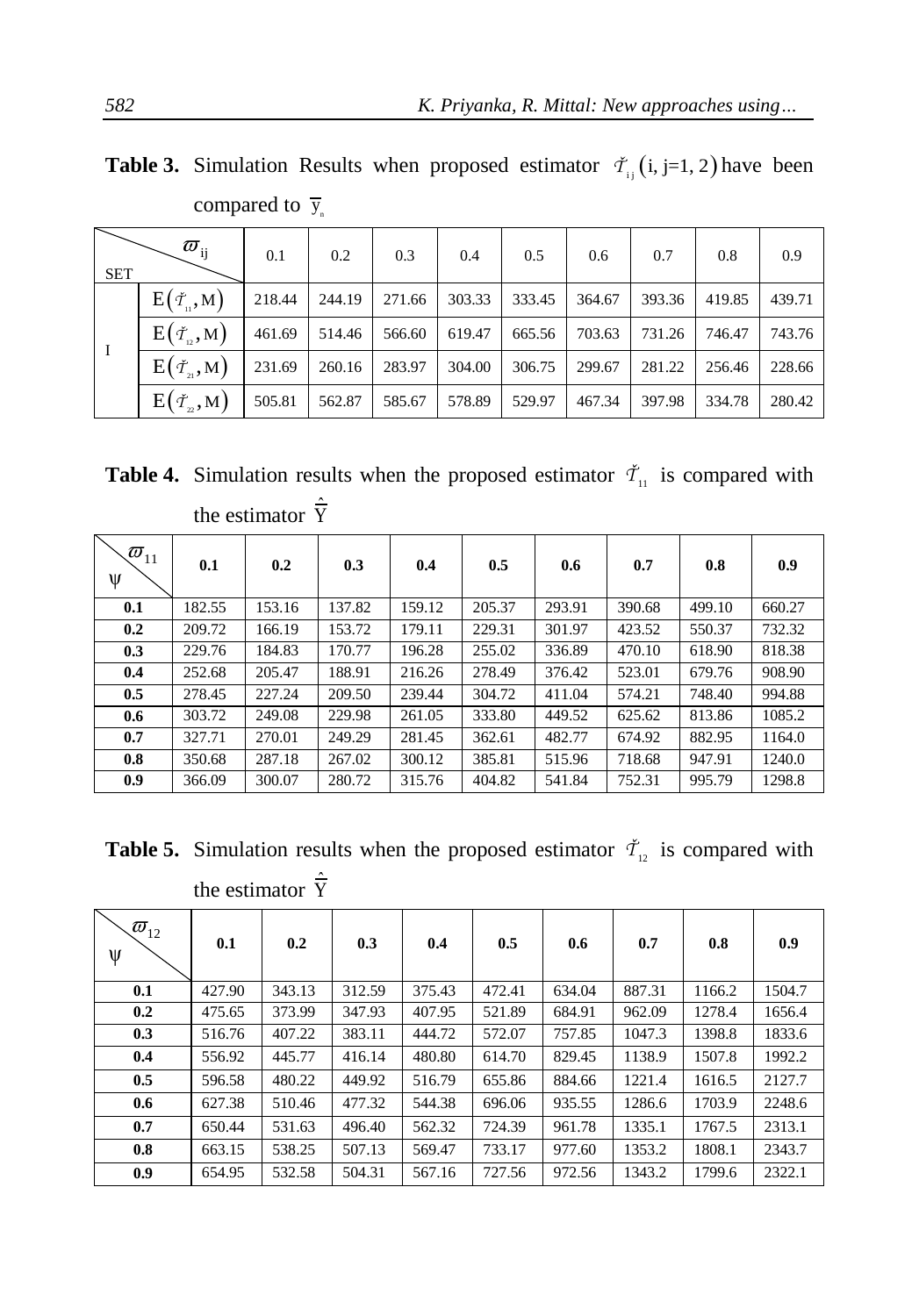**Table 3.** Simulation Results when proposed estimator $\check{\mathcal{T}}_{ij}$ (i, j=1, 2) have been compared to $\overline{y}_n$

| SET | $\varpi_{ij}$ | 0.1 | 0.2 | 0.3 | 0.4 | 0.5 | 0.6 | 0.7 | 0.8 | 0.9 |
|---|---|---|---|---|---|---|---|---|---|---|
| I | $E(\check{\mathcal{T}}_{11}, M)$ | 218.44 | 244.19 | 271.66 | 303.33 | 333.45 | 364.67 | 393.36 | 419.85 | 439.71 |
| | $E(\check{\mathcal{T}}_{12}, M)$ | 461.69 | 514.46 | 566.60 | 619.47 | 665.56 | 703.63 | 731.26 | 746.47 | 743.76 |
| | $E(\check{\mathcal{T}}_{21}, M)$ | 231.69 | 260.16 | 283.97 | 304.00 | 306.75 | 299.67 | 281.22 | 256.46 | 228.66 |
| | $E(\check{\mathcal{T}}_{22}, M)$ | 505.81 | 562.87 | 585.67 | 578.89 | 529.97 | 467.34 | 397.98 | 334.78 | 280.42 |

**Table 4.** Simulation results when the proposed estimator $\check{\mathcal{T}}_{11}$ is compared with the estimator $\hat{\overline{Y}}$

| $\psi$ \ $\varpi_{11}$ | **0.1** | **0.2** | **0.3** | **0.4** | **0.5** | **0.6** | **0.7** | **0.8** | **0.9** |
|---|---|---|---|---|---|---|---|---|---|
| **0.1** | 182.55 | 153.16 | 137.82 | 159.12 | 205.37 | 293.91 | 390.68 | 499.10 | 660.27 |
| **0.2** | 209.72 | 166.19 | 153.72 | 179.11 | 229.31 | 301.97 | 423.52 | 550.37 | 732.32 |
| **0.3** | 229.76 | 184.83 | 170.77 | 196.28 | 255.02 | 336.89 | 470.10 | 618.90 | 818.38 |
| **0.4** | 252.68 | 205.47 | 188.91 | 216.26 | 278.49 | 376.42 | 523.01 | 679.76 | 908.90 |
| **0.5** | 278.45 | 227.24 | 209.50 | 239.44 | 304.72 | 411.04 | 574.21 | 748.40 | 994.88 |
| **0.6** | 303.72 | 249.08 | 229.98 | 261.05 | 333.80 | 449.52 | 625.62 | 813.86 | 1085.2 |
| **0.7** | 327.71 | 270.01 | 249.29 | 281.45 | 362.61 | 482.77 | 674.92 | 882.95 | 1164.0 |
| **0.8** | 350.68 | 287.18 | 267.02 | 300.12 | 385.81 | 515.96 | 718.68 | 947.91 | 1240.0 |
| **0.9** | 366.09 | 300.07 | 280.72 | 315.76 | 404.82 | 541.84 | 752.31 | 995.79 | 1298.8 |

**Table 5.** Simulation results when the proposed estimator $\check{\mathcal{T}}_{12}$ is compared with the estimator $\hat{\overline{Y}}$

| $\psi$ \ $\varpi_{12}$ | **0.1** | **0.2** | **0.3** | **0.4** | **0.5** | **0.6** | **0.7** | **0.8** | **0.9** |
|---|---|---|---|---|---|---|---|---|---|
| **0.1** | 427.90 | 343.13 | 312.59 | 375.43 | 472.41 | 634.04 | 887.31 | 1166.2 | 1504.7 |
| **0.2** | 475.65 | 373.99 | 347.93 | 407.95 | 521.89 | 684.91 | 962.09 | 1278.4 | 1656.4 |
| **0.3** | 516.76 | 407.22 | 383.11 | 444.72 | 572.07 | 757.85 | 1047.3 | 1398.8 | 1833.6 |
| **0.4** | 556.92 | 445.77 | 416.14 | 480.80 | 614.70 | 829.45 | 1138.9 | 1507.8 | 1992.2 |
| **0.5** | 596.58 | 480.22 | 449.92 | 516.79 | 655.86 | 884.66 | 1221.4 | 1616.5 | 2127.7 |
| **0.6** | 627.38 | 510.46 | 477.32 | 544.38 | 696.06 | 935.55 | 1286.6 | 1703.9 | 2248.6 |
| **0.7** | 650.44 | 531.63 | 496.40 | 562.32 | 724.39 | 961.78 | 1335.1 | 1767.5 | 2313.1 |
| **0.8** | 663.15 | 538.25 | 507.13 | 569.47 | 733.17 | 977.60 | 1353.2 | 1808.1 | 2343.7 |
| **0.9** | 654.95 | 532.58 | 504.31 | 567.16 | 727.56 | 972.56 | 1343.2 | 1799.6 | 2322.1 |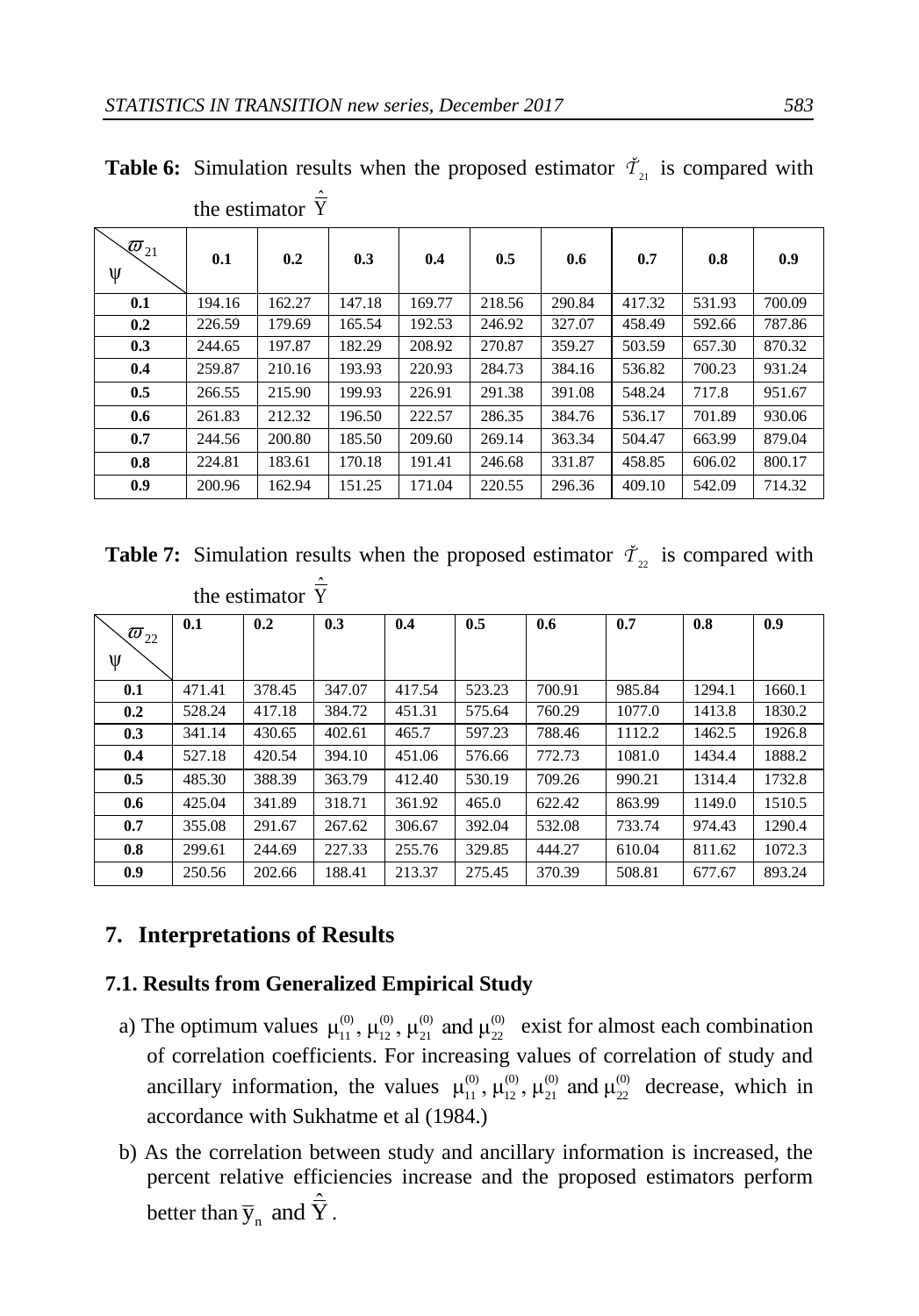**Table 6:** Simulation results when the proposed estimator $\check{T}_{21}$ is compared with the estimator $\hat{\bar{Y}}$

| $\varpi_{21}$ / $\psi$ | 0.1 | 0.2 | 0.3 | 0.4 | 0.5 | 0.6 | 0.7 | 0.8 | 0.9 |
|---|---|---|---|---|---|---|---|---|---|
| **0.1** | 194.16 | 162.27 | 147.18 | 169.77 | 218.56 | 290.84 | 417.32 | 531.93 | 700.09 |
| **0.2** | 226.59 | 179.69 | 165.54 | 192.53 | 246.92 | 327.07 | 458.49 | 592.66 | 787.86 |
| **0.3** | 244.65 | 197.87 | 182.29 | 208.92 | 270.87 | 359.27 | 503.59 | 657.30 | 870.32 |
| **0.4** | 259.87 | 210.16 | 193.93 | 220.93 | 284.73 | 384.16 | 536.82 | 700.23 | 931.24 |
| **0.5** | 266.55 | 215.90 | 199.93 | 226.91 | 291.38 | 391.08 | 548.24 | 717.8 | 951.67 |
| **0.6** | 261.83 | 212.32 | 196.50 | 222.57 | 286.35 | 384.76 | 536.17 | 701.89 | 930.06 |
| **0.7** | 244.56 | 200.80 | 185.50 | 209.60 | 269.14 | 363.34 | 504.47 | 663.99 | 879.04 |
| **0.8** | 224.81 | 183.61 | 170.18 | 191.41 | 246.68 | 331.87 | 458.85 | 606.02 | 800.17 |
| **0.9** | 200.96 | 162.94 | 151.25 | 171.04 | 220.55 | 296.36 | 409.10 | 542.09 | 714.32 |

**Table 7:** Simulation results when the proposed estimator $\check{T}_{22}$ is compared with the estimator $\hat{\bar{Y}}$

| $\varpi_{22}$ / $\psi$ | 0.1 | 0.2 | 0.3 | 0.4 | 0.5 | 0.6 | 0.7 | 0.8 | 0.9 |
|---|---|---|---|---|---|---|---|---|---|
| **0.1** | 471.41 | 378.45 | 347.07 | 417.54 | 523.23 | 700.91 | 985.84 | 1294.1 | 1660.1 |
| **0.2** | 528.24 | 417.18 | 384.72 | 451.31 | 575.64 | 760.29 | 1077.0 | 1413.8 | 1830.2 |
| **0.3** | 341.14 | 430.65 | 402.61 | 465.7 | 597.23 | 788.46 | 1112.2 | 1462.5 | 1926.8 |
| **0.4** | 527.18 | 420.54 | 394.10 | 451.06 | 576.66 | 772.73 | 1081.0 | 1434.4 | 1888.2 |
| **0.5** | 485.30 | 388.39 | 363.79 | 412.40 | 530.19 | 709.26 | 990.21 | 1314.4 | 1732.8 |
| **0.6** | 425.04 | 341.89 | 318.71 | 361.92 | 465.0 | 622.42 | 863.99 | 1149.0 | 1510.5 |
| **0.7** | 355.08 | 291.67 | 267.62 | 306.67 | 392.04 | 532.08 | 733.74 | 974.43 | 1290.4 |
| **0.8** | 299.61 | 244.69 | 227.33 | 255.76 | 329.85 | 444.27 | 610.04 | 811.62 | 1072.3 |
| **0.9** | 250.56 | 202.66 | 188.41 | 213.37 | 275.45 | 370.39 | 508.81 | 677.67 | 893.24 |

## 7. Interpretations of Results

### 7.1. Results from Generalized Empirical Study

a) The optimum values $\mu_{11}^{(0)}, \mu_{12}^{(0)}, \mu_{21}^{(0)}$ and $\mu_{22}^{(0)}$ exist for almost each combination of correlation coefficients. For increasing values of correlation of study and ancillary information, the values $\mu_{11}^{(0)}, \mu_{12}^{(0)}, \mu_{21}^{(0)}$ and $\mu_{22}^{(0)}$ decrease, which in accordance with Sukhatme et al (1984.)

b) As the correlation between study and ancillary information is increased, the percent relative efficiencies increase and the proposed estimators perform better than $\bar{y}_n$ and $\hat{\bar{Y}}$.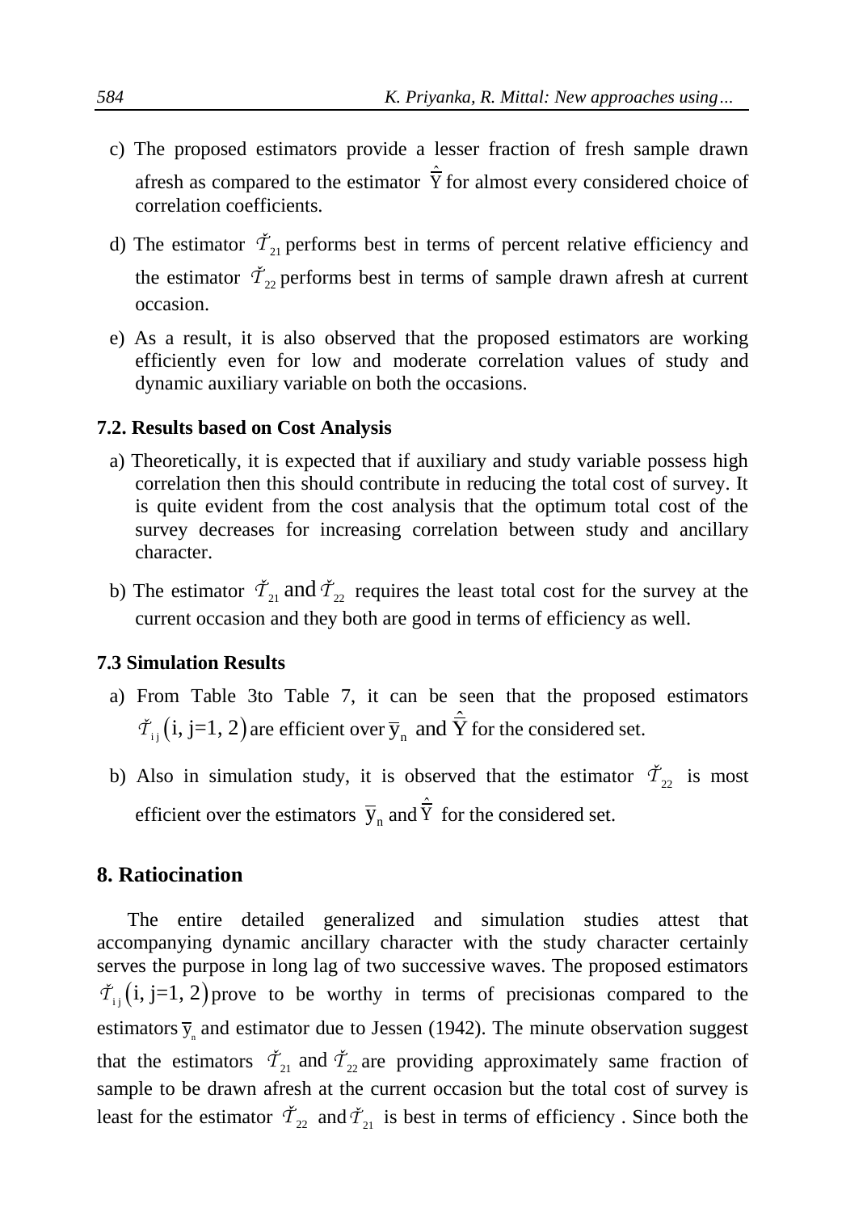c) The proposed estimators provide a lesser fraction of fresh sample drawn afresh as compared to the estimator $\hat{\hat{Y}}$ for almost every considered choice of correlation coefficients.

d) The estimator $\check{\mathcal{T}}_{21}$ performs best in terms of percent relative efficiency and the estimator $\check{\mathcal{T}}_{22}$ performs best in terms of sample drawn afresh at current occasion.

e) As a result, it is also observed that the proposed estimators are working efficiently even for low and moderate correlation values of study and dynamic auxiliary variable on both the occasions.

### 7.2. Results based on Cost Analysis

a) Theoretically, it is expected that if auxiliary and study variable possess high correlation then this should contribute in reducing the total cost of survey. It is quite evident from the cost analysis that the optimum total cost of the survey decreases for increasing correlation between study and ancillary character.

b) The estimator $\check{\mathcal{T}}_{21}$ and $\check{\mathcal{T}}_{22}$ requires the least total cost for the survey at the current occasion and they both are good in terms of efficiency as well.

### 7.3 Simulation Results

a) From Table 3to Table 7, it can be seen that the proposed estimators $\check{\mathcal{T}}_{ij}\left(i, j=1, 2\right)$ are efficient over $\overline{y}_n$ and $\hat{\hat{Y}}$ for the considered set.

b) Also in simulation study, it is observed that the estimator $\check{\mathcal{T}}_{22}$ is most efficient over the estimators $\overline{y}_n$ and $\hat{\hat{Y}}$ for the considered set.

## 8. Ratiocination

The entire detailed generalized and simulation studies attest that accompanying dynamic ancillary character with the study character certainly serves the purpose in long lag of two successive waves. The proposed estimators $\check{\mathcal{T}}_{ij}\left(i, j=1, 2\right)$ prove to be worthy in terms of precisionas compared to the estimators $\overline{y}_n$ and estimator due to Jessen (1942). The minute observation suggest that the estimators $\check{\mathcal{T}}_{21}$ and $\check{\mathcal{T}}_{22}$ are providing approximately same fraction of sample to be drawn afresh at the current occasion but the total cost of survey is least for the estimator $\check{\mathcal{T}}_{22}$ and $\check{\mathcal{T}}_{21}$ is best in terms of efficiency . Since both the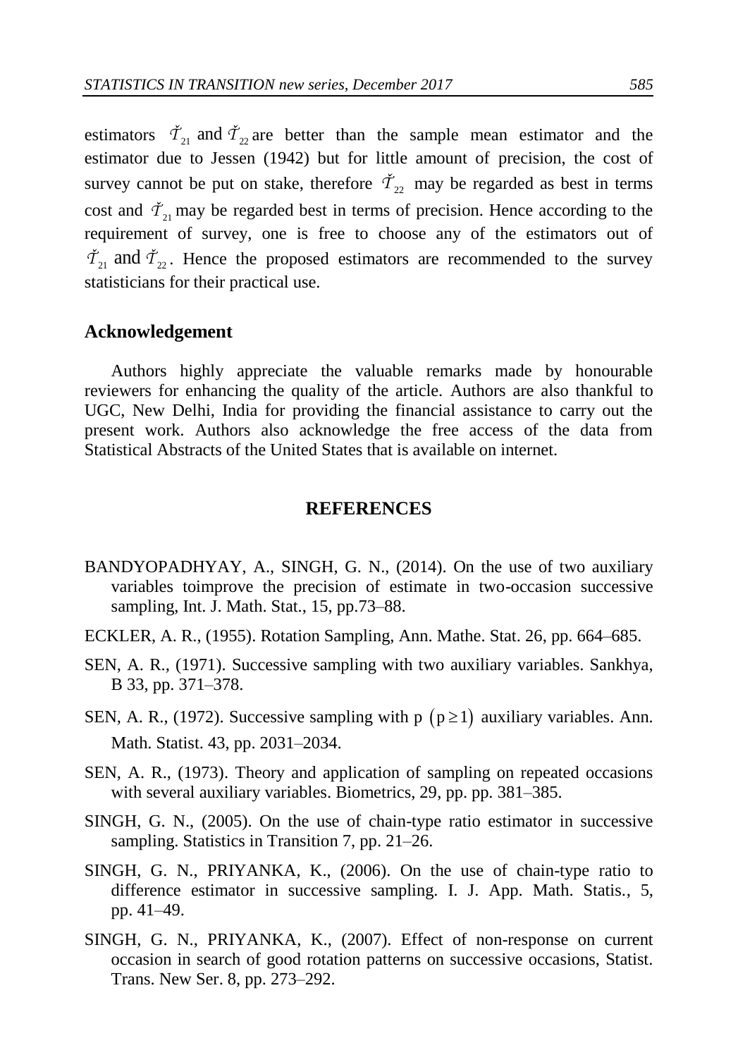estimators $\check{\mathcal{T}}_{21}$ and $\check{\mathcal{T}}_{22}$ are better than the sample mean estimator and the estimator due to Jessen (1942) but for little amount of precision, the cost of survey cannot be put on stake, therefore $\check{\mathcal{T}}_{22}$ may be regarded as best in terms cost and $\check{\mathcal{T}}_{21}$ may be regarded best in terms of precision. Hence according to the requirement of survey, one is free to choose any of the estimators out of $\check{\mathcal{T}}_{21}$ and $\check{\mathcal{T}}_{22}$. Hence the proposed estimators are recommended to the survey statisticians for their practical use.

## Acknowledgement

Authors highly appreciate the valuable remarks made by honourable reviewers for enhancing the quality of the article. Authors are also thankful to UGC, New Delhi, India for providing the financial assistance to carry out the present work. Authors also acknowledge the free access of the data from Statistical Abstracts of the United States that is available on internet.

## REFERENCES

BANDYOPADHYAY, A., SINGH, G. N., (2014). On the use of two auxiliary variables toimprove the precision of estimate in two-occasion successive sampling, Int. J. Math. Stat., 15, pp.73–88.

ECKLER, A. R., (1955). Rotation Sampling, Ann. Mathe. Stat. 26, pp. 664–685.

SEN, A. R., (1971). Successive sampling with two auxiliary variables. Sankhya, B 33, pp. 371–378.

SEN, A. R., (1972). Successive sampling with p $(p \geq 1)$ auxiliary variables. Ann. Math. Statist. 43, pp. 2031–2034.

SEN, A. R., (1973). Theory and application of sampling on repeated occasions with several auxiliary variables. Biometrics, 29, pp. pp. 381–385.

SINGH, G. N., (2005). On the use of chain-type ratio estimator in successive sampling. Statistics in Transition 7, pp. 21–26.

SINGH, G. N., PRIYANKA, K., (2006). On the use of chain-type ratio to difference estimator in successive sampling. I. J. App. Math. Statis., 5, pp. 41–49.

SINGH, G. N., PRIYANKA, K., (2007). Effect of non-response on current occasion in search of good rotation patterns on successive occasions, Statist. Trans. New Ser. 8, pp. 273–292.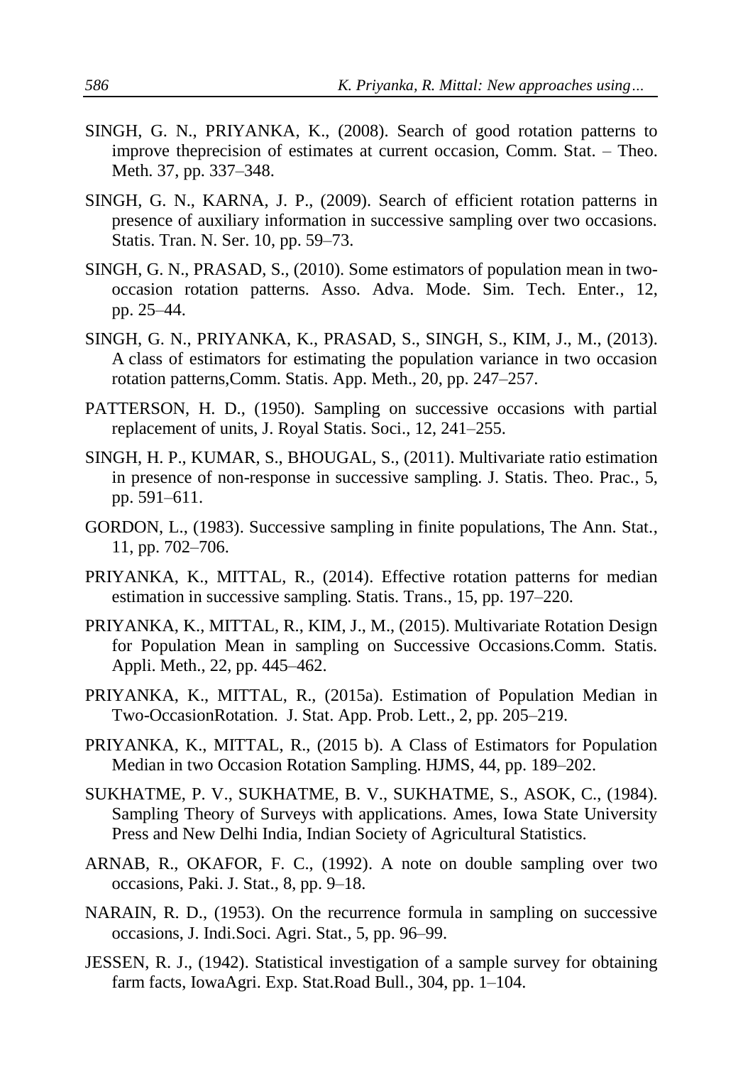SINGH, G. N., PRIYANKA, K., (2008). Search of good rotation patterns to improve theprecision of estimates at current occasion, Comm. Stat. – Theo. Meth. 37, pp. 337–348.

SINGH, G. N., KARNA, J. P., (2009). Search of efficient rotation patterns in presence of auxiliary information in successive sampling over two occasions. Statis. Tran. N. Ser. 10, pp. 59–73.

SINGH, G. N., PRASAD, S., (2010). Some estimators of population mean in two-occasion rotation patterns. Asso. Adva. Mode. Sim. Tech. Enter., 12, pp. 25–44.

SINGH, G. N., PRIYANKA, K., PRASAD, S., SINGH, S., KIM, J., M., (2013). A class of estimators for estimating the population variance in two occasion rotation patterns,Comm. Statis. App. Meth., 20, pp. 247–257.

PATTERSON, H. D., (1950). Sampling on successive occasions with partial replacement of units, J. Royal Statis. Soci., 12, 241–255.

SINGH, H. P., KUMAR, S., BHOUGAL, S., (2011). Multivariate ratio estimation in presence of non-response in successive sampling. J. Statis. Theo. Prac., 5, pp. 591–611.

GORDON, L., (1983). Successive sampling in finite populations, The Ann. Stat., 11, pp. 702–706.

PRIYANKA, K., MITTAL, R., (2014). Effective rotation patterns for median estimation in successive sampling. Statis. Trans., 15, pp. 197–220.

PRIYANKA, K., MITTAL, R., KIM, J., M., (2015). Multivariate Rotation Design for Population Mean in sampling on Successive Occasions.Comm. Statis. Appli. Meth., 22, pp. 445–462.

PRIYANKA, K., MITTAL, R., (2015a). Estimation of Population Median in Two-OccasionRotation. J. Stat. App. Prob. Lett., 2, pp. 205–219.

PRIYANKA, K., MITTAL, R., (2015 b). A Class of Estimators for Population Median in two Occasion Rotation Sampling. HJMS, 44, pp. 189–202.

SUKHATME, P. V., SUKHATME, B. V., SUKHATME, S., ASOK, C., (1984). Sampling Theory of Surveys with applications. Ames, Iowa State University Press and New Delhi India, Indian Society of Agricultural Statistics.

ARNAB, R., OKAFOR, F. C., (1992). A note on double sampling over two occasions, Paki. J. Stat., 8, pp. 9–18.

NARAIN, R. D., (1953). On the recurrence formula in sampling on successive occasions, J. Indi.Soci. Agri. Stat., 5, pp. 96–99.

JESSEN, R. J., (1942). Statistical investigation of a sample survey for obtaining farm facts, IowaAgri. Exp. Stat.Road Bull., 304, pp. 1–104.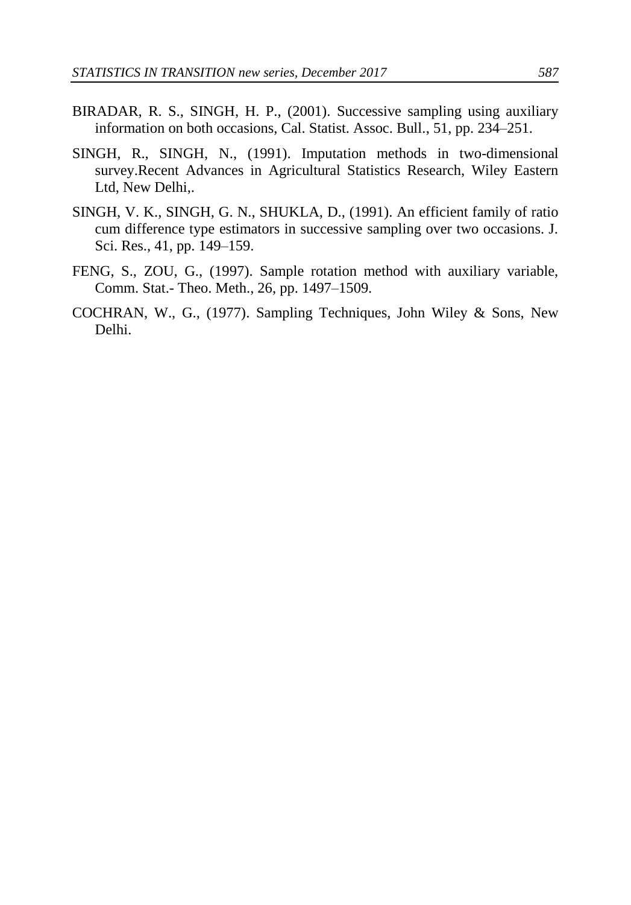BIRADAR, R. S., SINGH, H. P., (2001). Successive sampling using auxiliary information on both occasions, Cal. Statist. Assoc. Bull., 51, pp. 234–251.

SINGH, R., SINGH, N., (1991). Imputation methods in two-dimensional survey.Recent Advances in Agricultural Statistics Research, Wiley Eastern Ltd, New Delhi,.

SINGH, V. K., SINGH, G. N., SHUKLA, D., (1991). An efficient family of ratio cum difference type estimators in successive sampling over two occasions. J. Sci. Res., 41, pp. 149–159.

FENG, S., ZOU, G., (1997). Sample rotation method with auxiliary variable, Comm. Stat.- Theo. Meth., 26, pp. 1497–1509.

COCHRAN, W., G., (1977). Sampling Techniques, John Wiley & Sons, New Delhi.